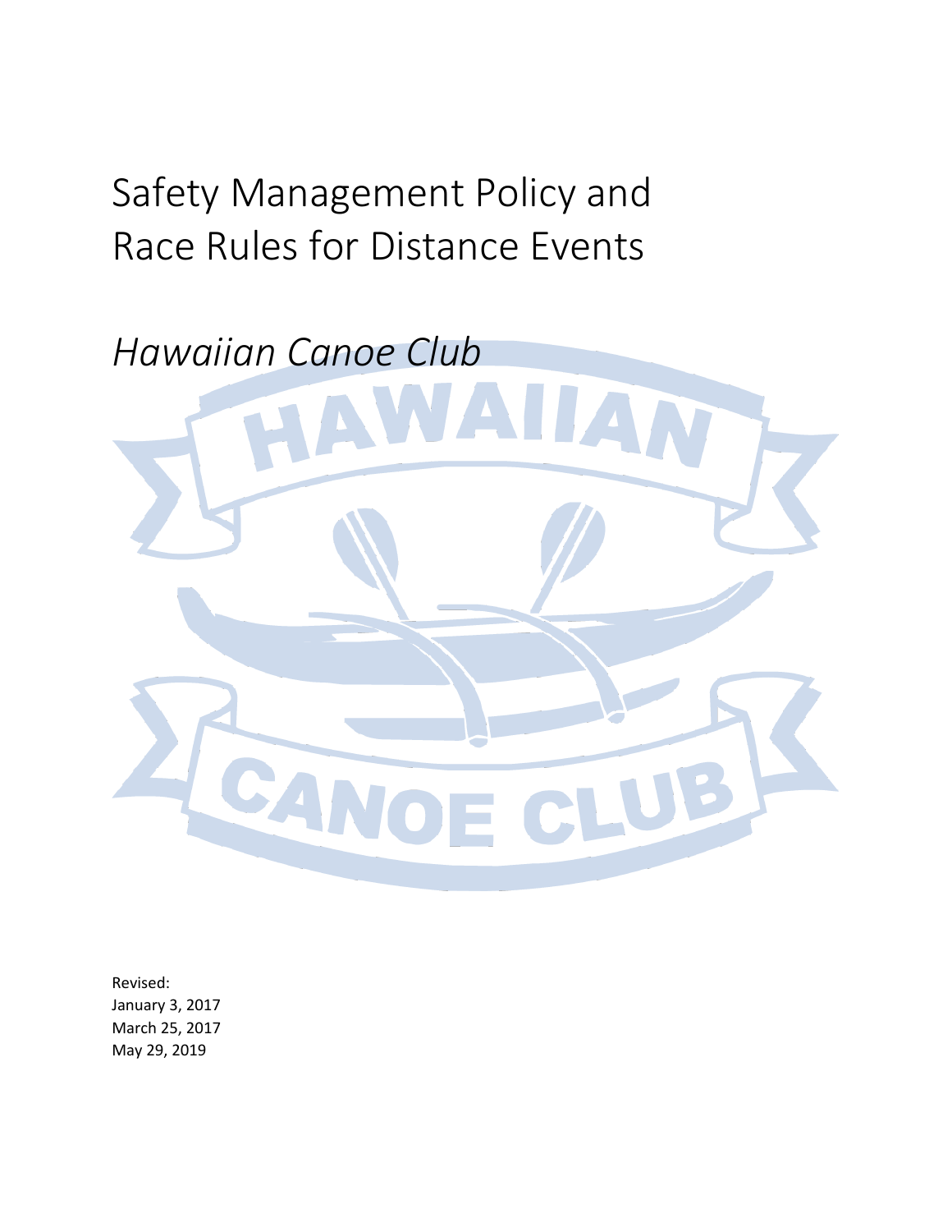# Safety Management Policy and Race Rules for Distance Events

## *Hawaiian Canoe Club*

Revised:
January 3, 2017
March 25, 2017
May 29, 2019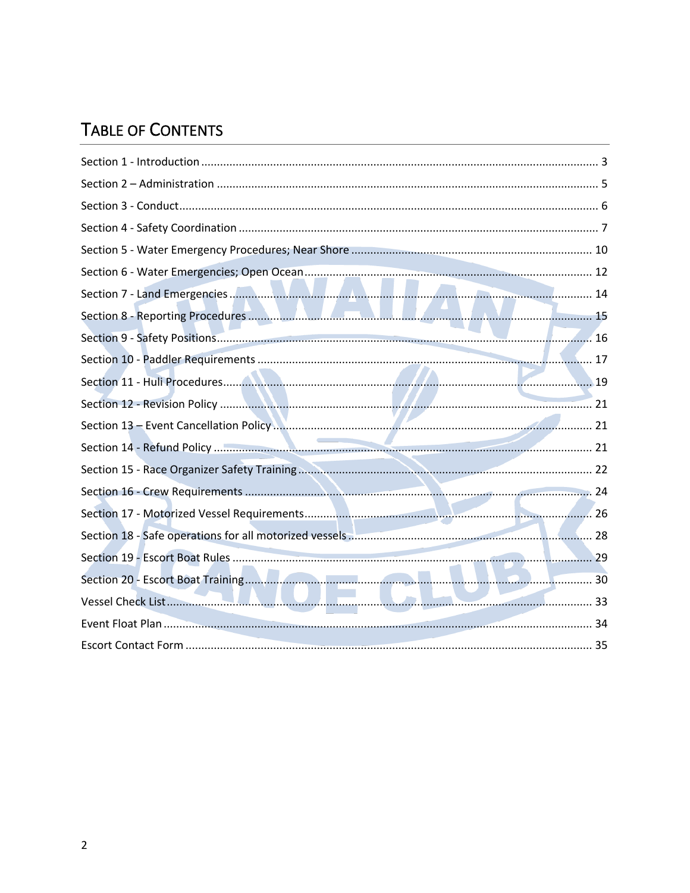# TABLE OF CONTENTS

Section 1 - Introduction ........................................................................................................ 3

Section 2 – Administration ..................................................................................................... 5

Section 3 - Conduct.................................................................................................................. 6

Section 4 - Safety Coordination .............................................................................................. 7

Section 5 - Water Emergency Procedures; Near Shore ......................................................... 10

Section 6 - Water Emergencies; Open Ocean........................................................................ 12

Section 7 - Land Emergencies ................................................................................................ 14

Section 8 - Reporting Procedures .......................................................................................... 15

Section 9 - Safety Positions.................................................................................................... 16

Section 10 - Paddler Requirements ....................................................................................... 17

Section 11 - Huli Procedures.................................................................................................. 19

Section 12 - Revision Policy ................................................................................................... 21

Section 13 – Event Cancellation Policy ................................................................................... 21

Section 14 - Refund Policy ..................................................................................................... 21

Section 15 - Race Organizer Safety Training .......................................................................... 22

Section 16 - Crew Requirements ........................................................................................... 24

Section 17 - Motorized Vessel Requirements......................................................................... 26

Section 18 - Safe operations for all motorized vessels .......................................................... 28

Section 19 - Escort Boat Rules ................................................................................................ 29

Section 20 - Escort Boat Training............................................................................................ 30

Vessel Check List..................................................................................................................... 33

Event Float Plan ...................................................................................................................... 34

Escort Contact Form ............................................................................................................... 35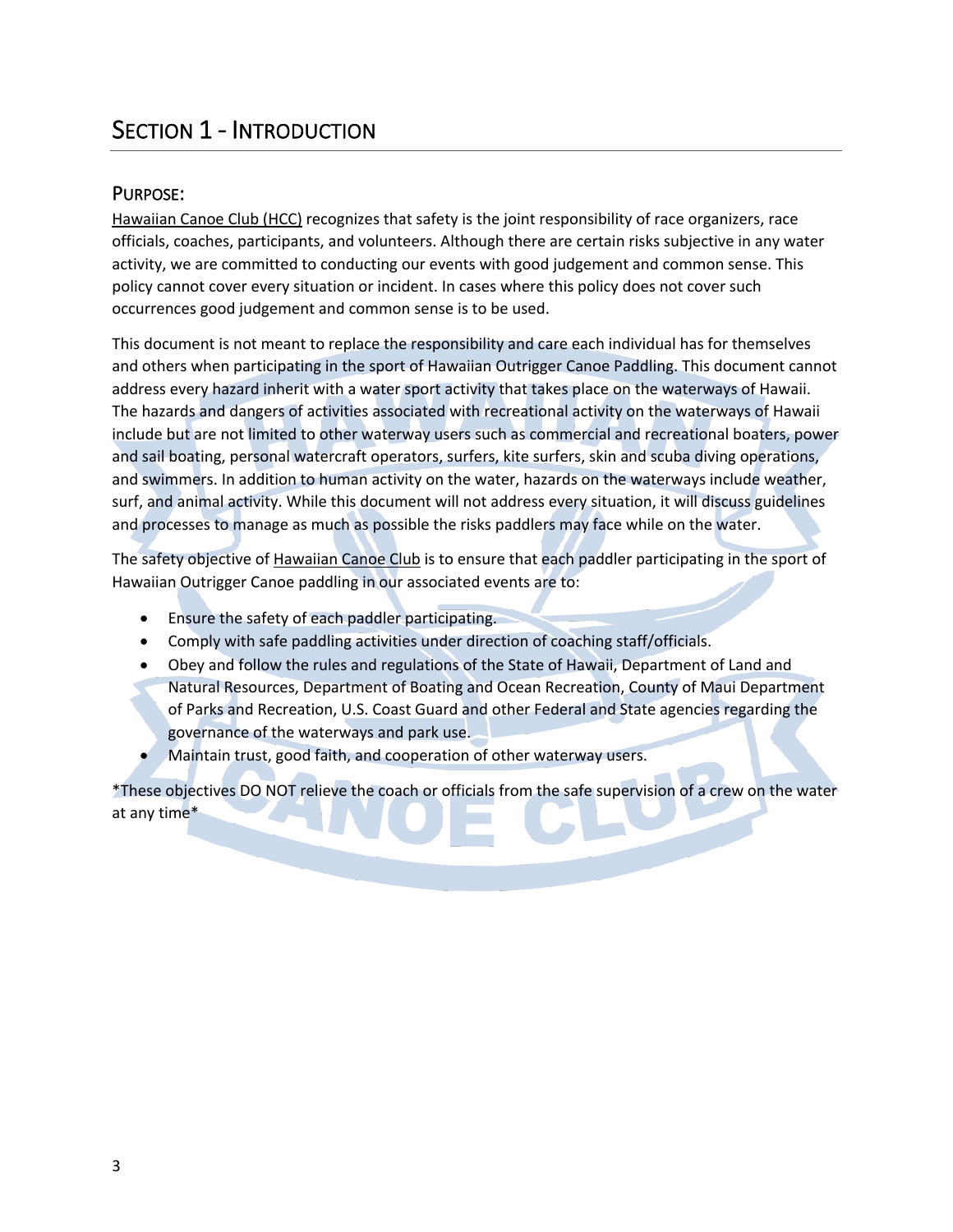# SECTION 1 - INTRODUCTION

## PURPOSE:

Hawaiian Canoe Club (HCC) recognizes that safety is the joint responsibility of race organizers, race officials, coaches, participants, and volunteers. Although there are certain risks subjective in any water activity, we are committed to conducting our events with good judgement and common sense. This policy cannot cover every situation or incident. In cases where this policy does not cover such occurrences good judgement and common sense is to be used.

This document is not meant to replace the responsibility and care each individual has for themselves and others when participating in the sport of Hawaiian Outrigger Canoe Paddling. This document cannot address every hazard inherit with a water sport activity that takes place on the waterways of Hawaii. The hazards and dangers of activities associated with recreational activity on the waterways of Hawaii include but are not limited to other waterway users such as commercial and recreational boaters, power and sail boating, personal watercraft operators, surfers, kite surfers, skin and scuba diving operations, and swimmers. In addition to human activity on the water, hazards on the waterways include weather, surf, and animal activity. While this document will not address every situation, it will discuss guidelines and processes to manage as much as possible the risks paddlers may face while on the water.

The safety objective of Hawaiian Canoe Club is to ensure that each paddler participating in the sport of Hawaiian Outrigger Canoe paddling in our associated events are to:

- Ensure the safety of each paddler participating.
- Comply with safe paddling activities under direction of coaching staff/officials.
- Obey and follow the rules and regulations of the State of Hawaii, Department of Land and Natural Resources, Department of Boating and Ocean Recreation, County of Maui Department of Parks and Recreation, U.S. Coast Guard and other Federal and State agencies regarding the governance of the waterways and park use.
- Maintain trust, good faith, and cooperation of other waterway users.

*These objectives DO NOT relieve the coach or officials from the safe supervision of a crew on the water at any time*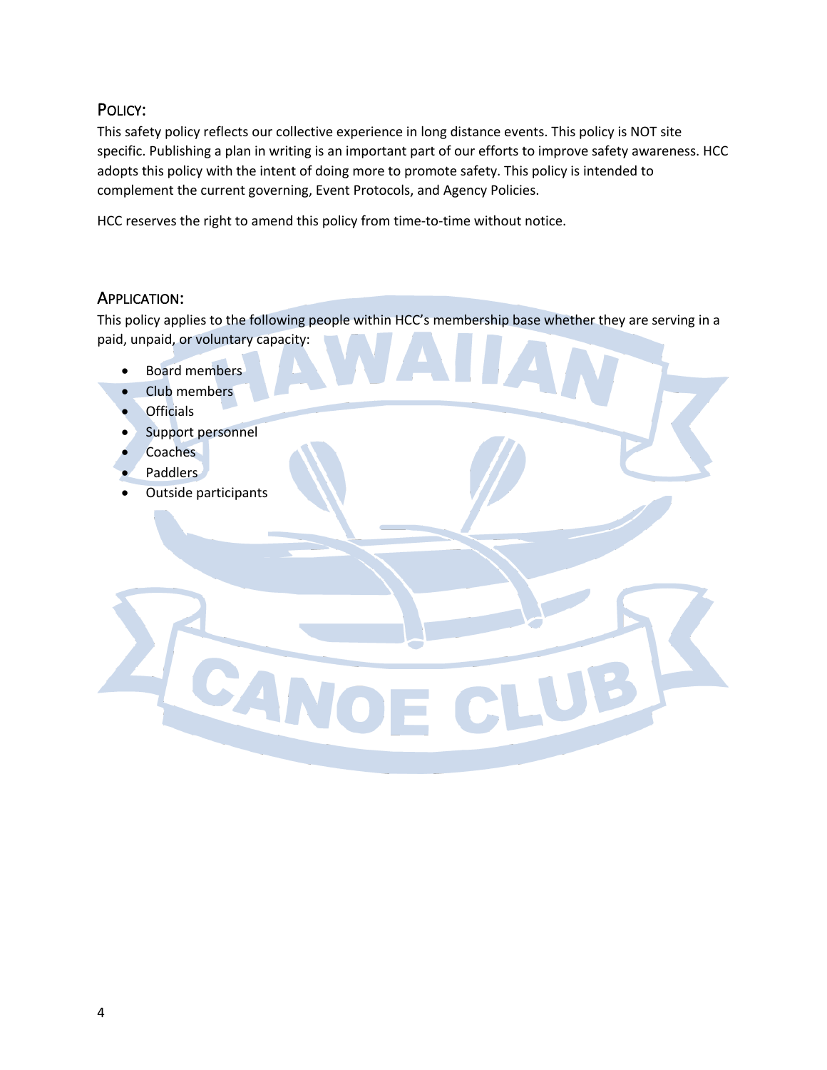## POLICY:

This safety policy reflects our collective experience in long distance events. This policy is NOT site specific. Publishing a plan in writing is an important part of our efforts to improve safety awareness. HCC adopts this policy with the intent of doing more to promote safety. This policy is intended to complement the current governing, Event Protocols, and Agency Policies.

HCC reserves the right to amend this policy from time-to-time without notice.

## APPLICATION:

This policy applies to the following people within HCC's membership base whether they are serving in a paid, unpaid, or voluntary capacity:

- Board members
- Club members
- Officials
- Support personnel
- Coaches
- Paddlers
- Outside participants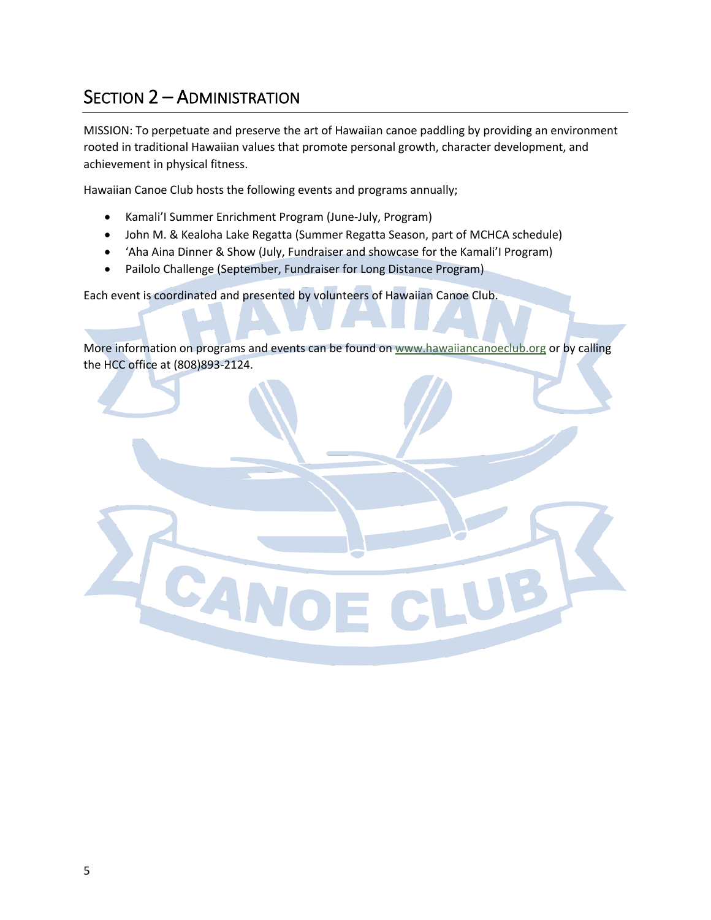# Section 2 – Administration

MISSION: To perpetuate and preserve the art of Hawaiian canoe paddling by providing an environment rooted in traditional Hawaiian values that promote personal growth, character development, and achievement in physical fitness.

Hawaiian Canoe Club hosts the following events and programs annually;

- Kamali'I Summer Enrichment Program (June-July, Program)
- John M. & Kealoha Lake Regatta (Summer Regatta Season, part of MCHCA schedule)
- 'Aha Aina Dinner & Show (July, Fundraiser and showcase for the Kamali'I Program)
- Pailolo Challenge (September, Fundraiser for Long Distance Program)

Each event is coordinated and presented by volunteers of Hawaiian Canoe Club.

More information on programs and events can be found on www.hawaiiancanoeclub.org or by calling the HCC office at (808)893-2124.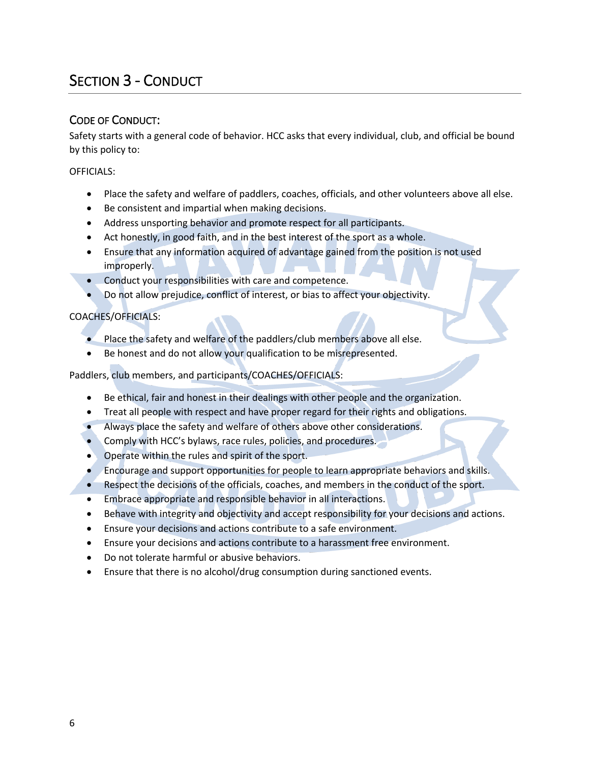# SECTION 3 - CONDUCT

## CODE OF CONDUCT:

Safety starts with a general code of behavior. HCC asks that every individual, club, and official be bound by this policy to:

OFFICIALS:

- Place the safety and welfare of paddlers, coaches, officials, and other volunteers above all else.
- Be consistent and impartial when making decisions.
- Address unsporting behavior and promote respect for all participants.
- Act honestly, in good faith, and in the best interest of the sport as a whole.
- Ensure that any information acquired of advantage gained from the position is not used improperly.
- Conduct your responsibilities with care and competence.
- Do not allow prejudice, conflict of interest, or bias to affect your objectivity.

COACHES/OFFICIALS:

- Place the safety and welfare of the paddlers/club members above all else.
- Be honest and do not allow your qualification to be misrepresented.

Paddlers, club members, and participants/COACHES/OFFICIALS:

- Be ethical, fair and honest in their dealings with other people and the organization.
- Treat all people with respect and have proper regard for their rights and obligations.
- Always place the safety and welfare of others above other considerations.
- Comply with HCC's bylaws, race rules, policies, and procedures.
- Operate within the rules and spirit of the sport.
- Encourage and support opportunities for people to learn appropriate behaviors and skills.
- Respect the decisions of the officials, coaches, and members in the conduct of the sport.
- Embrace appropriate and responsible behavior in all interactions.
- Behave with integrity and objectivity and accept responsibility for your decisions and actions.
- Ensure your decisions and actions contribute to a safe environment.
- Ensure your decisions and actions contribute to a harassment free environment.
- Do not tolerate harmful or abusive behaviors.
- Ensure that there is no alcohol/drug consumption during sanctioned events.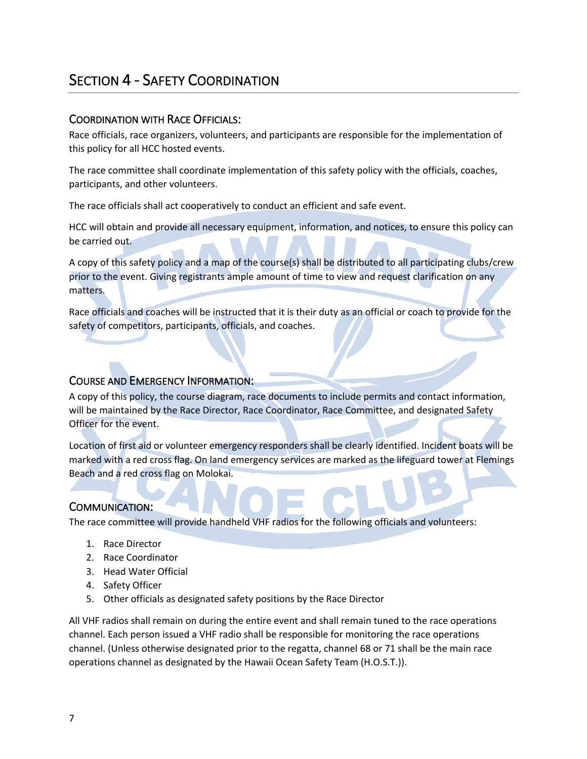# Section 4 - Safety Coordination

## Coordination with Race Officials:

Race officials, race organizers, volunteers, and participants are responsible for the implementation of this policy for all HCC hosted events.

The race committee shall coordinate implementation of this safety policy with the officials, coaches, participants, and other volunteers.

The race officials shall act cooperatively to conduct an efficient and safe event.

HCC will obtain and provide all necessary equipment, information, and notices, to ensure this policy can be carried out.

A copy of this safety policy and a map of the course(s) shall be distributed to all participating clubs/crew prior to the event. Giving registrants ample amount of time to view and request clarification on any matters.

Race officials and coaches will be instructed that it is their duty as an official or coach to provide for the safety of competitors, participants, officials, and coaches.

## Course and Emergency Information:

A copy of this policy, the course diagram, race documents to include permits and contact information, will be maintained by the Race Director, Race Coordinator, Race Committee, and designated Safety Officer for the event.

Location of first aid or volunteer emergency responders shall be clearly identified. Incident boats will be marked with a red cross flag. On land emergency services are marked as the lifeguard tower at Flemings Beach and a red cross flag on Molokai.

## Communication:

The race committee will provide handheld VHF radios for the following officials and volunteers:

1. Race Director
2. Race Coordinator
3. Head Water Official
4. Safety Officer
5. Other officials as designated safety positions by the Race Director

All VHF radios shall remain on during the entire event and shall remain tuned to the race operations channel. Each person issued a VHF radio shall be responsible for monitoring the race operations channel. (Unless otherwise designated prior to the regatta, channel 68 or 71 shall be the main race operations channel as designated by the Hawaii Ocean Safety Team (H.O.S.T.)).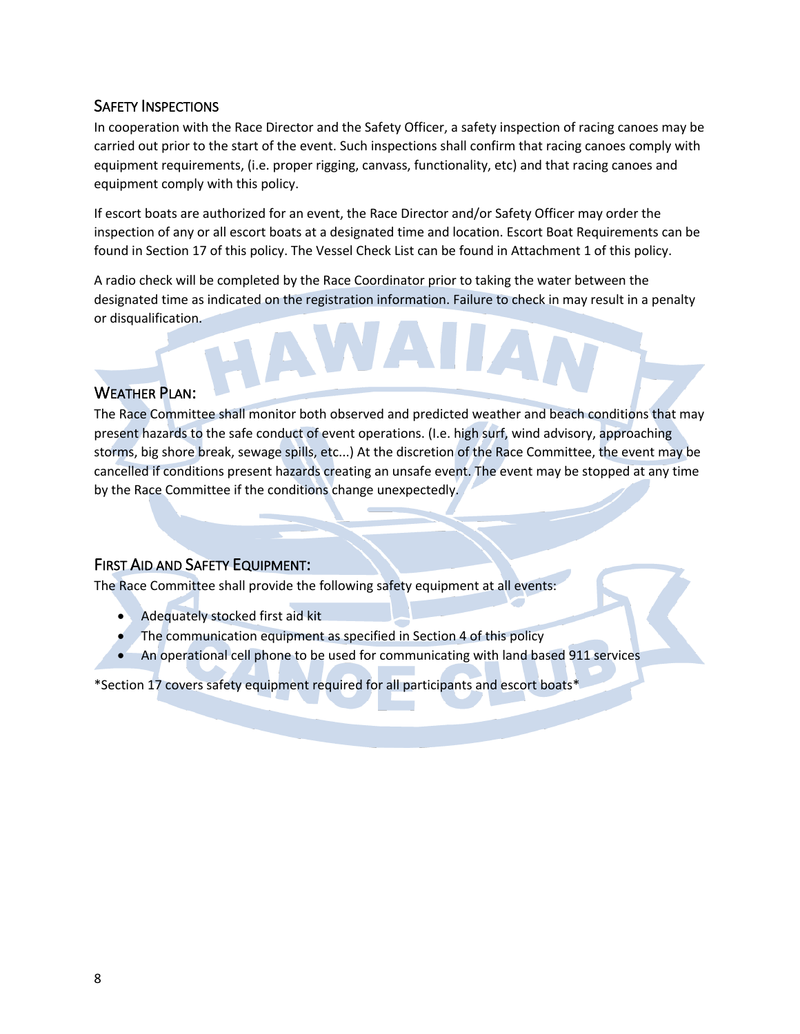## Safety Inspections

In cooperation with the Race Director and the Safety Officer, a safety inspection of racing canoes may be carried out prior to the start of the event. Such inspections shall confirm that racing canoes comply with equipment requirements, (i.e. proper rigging, canvass, functionality, etc) and that racing canoes and equipment comply with this policy.

If escort boats are authorized for an event, the Race Director and/or Safety Officer may order the inspection of any or all escort boats at a designated time and location. Escort Boat Requirements can be found in Section 17 of this policy. The Vessel Check List can be found in Attachment 1 of this policy.

A radio check will be completed by the Race Coordinator prior to taking the water between the designated time as indicated on the registration information. Failure to check in may result in a penalty or disqualification.

## Weather Plan:

The Race Committee shall monitor both observed and predicted weather and beach conditions that may present hazards to the safe conduct of event operations. (I.e. high surf, wind advisory, approaching storms, big shore break, sewage spills, etc...) At the discretion of the Race Committee, the event may be cancelled if conditions present hazards creating an unsafe event. The event may be stopped at any time by the Race Committee if the conditions change unexpectedly.

## First Aid and Safety Equipment:

The Race Committee shall provide the following safety equipment at all events:

- Adequately stocked first aid kit
- The communication equipment as specified in Section 4 of this policy
- An operational cell phone to be used for communicating with land based 911 services

*Section 17 covers safety equipment required for all participants and escort boats*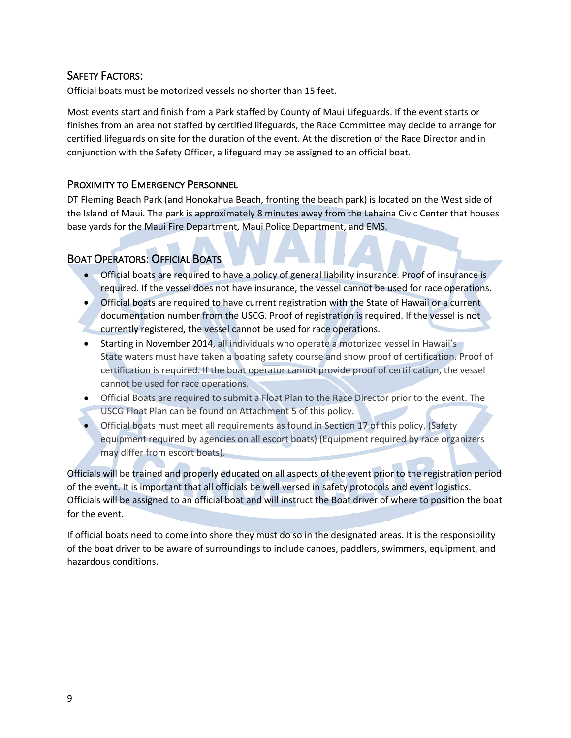## Safety Factors:

Official boats must be motorized vessels no shorter than 15 feet.

Most events start and finish from a Park staffed by County of Maui Lifeguards. If the event starts or finishes from an area not staffed by certified lifeguards, the Race Committee may decide to arrange for certified lifeguards on site for the duration of the event. At the discretion of the Race Director and in conjunction with the Safety Officer, a lifeguard may be assigned to an official boat.

## Proximity to Emergency Personnel

DT Fleming Beach Park (and Honokahua Beach, fronting the beach park) is located on the West side of the Island of Maui. The park is approximately 8 minutes away from the Lahaina Civic Center that houses base yards for the Maui Fire Department, Maui Police Department, and EMS.

## Boat Operators: Official Boats

- Official boats are required to have a policy of general liability insurance. Proof of insurance is required. If the vessel does not have insurance, the vessel cannot be used for race operations.
- Official boats are required to have current registration with the State of Hawaii or a current documentation number from the USCG. Proof of registration is required. If the vessel is not currently registered, the vessel cannot be used for race operations.
- Starting in November 2014, all individuals who operate a motorized vessel in Hawaii's State waters must have taken a boating safety course and show proof of certification. Proof of certification is required. If the boat operator cannot provide proof of certification, the vessel cannot be used for race operations.
- Official Boats are required to submit a Float Plan to the Race Director prior to the event. The USCG Float Plan can be found on Attachment 5 of this policy.
- Official boats must meet all requirements as found in Section 17 of this policy. (Safety equipment required by agencies on all escort boats) (Equipment required by race organizers may differ from escort boats).

Officials will be trained and properly educated on all aspects of the event prior to the registration period of the event. It is important that all officials be well versed in safety protocols and event logistics. Officials will be assigned to an official boat and will instruct the Boat driver of where to position the boat for the event.

If official boats need to come into shore they must do so in the designated areas. It is the responsibility of the boat driver to be aware of surroundings to include canoes, paddlers, swimmers, equipment, and hazardous conditions.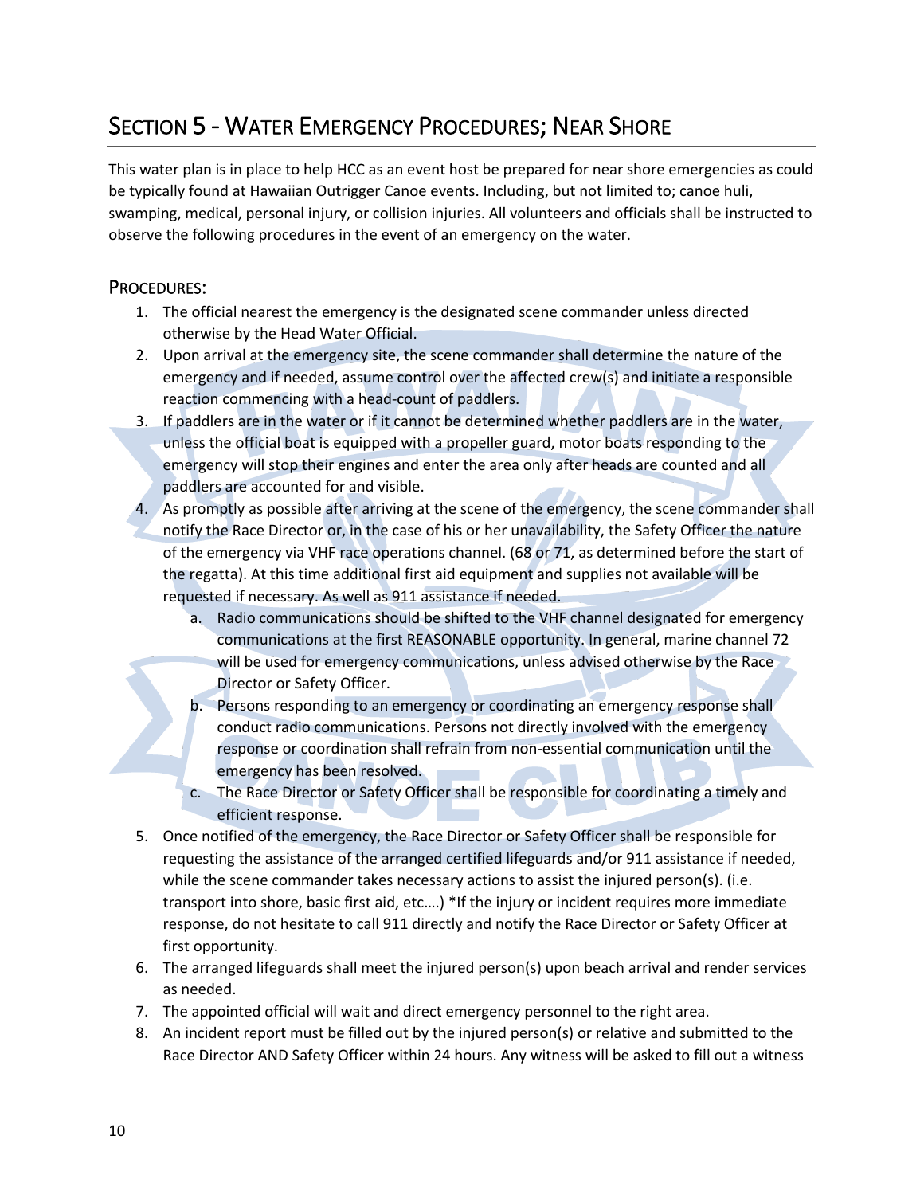# Section 5 - Water Emergency Procedures; Near Shore

This water plan is in place to help HCC as an event host be prepared for near shore emergencies as could be typically found at Hawaiian Outrigger Canoe events. Including, but not limited to; canoe huli, swamping, medical, personal injury, or collision injuries. All volunteers and officials shall be instructed to observe the following procedures in the event of an emergency on the water.

## Procedures:

1. The official nearest the emergency is the designated scene commander unless directed otherwise by the Head Water Official.
2. Upon arrival at the emergency site, the scene commander shall determine the nature of the emergency and if needed, assume control over the affected crew(s) and initiate a responsible reaction commencing with a head-count of paddlers.
3. If paddlers are in the water or if it cannot be determined whether paddlers are in the water, unless the official boat is equipped with a propeller guard, motor boats responding to the emergency will stop their engines and enter the area only after heads are counted and all paddlers are accounted for and visible.
4. As promptly as possible after arriving at the scene of the emergency, the scene commander shall notify the Race Director or, in the case of his or her unavailability, the Safety Officer the nature of the emergency via VHF race operations channel. (68 or 71, as determined before the start of the regatta). At this time additional first aid equipment and supplies not available will be requested if necessary. As well as 911 assistance if needed.
   a. Radio communications should be shifted to the VHF channel designated for emergency communications at the first REASONABLE opportunity. In general, marine channel 72 will be used for emergency communications, unless advised otherwise by the Race Director or Safety Officer.
   b. Persons responding to an emergency or coordinating an emergency response shall conduct radio communications. Persons not directly involved with the emergency response or coordination shall refrain from non-essential communication until the emergency has been resolved.
   c. The Race Director or Safety Officer shall be responsible for coordinating a timely and efficient response.
5. Once notified of the emergency, the Race Director or Safety Officer shall be responsible for requesting the assistance of the arranged certified lifeguards and/or 911 assistance if needed, while the scene commander takes necessary actions to assist the injured person(s). (i.e. transport into shore, basic first aid, etc.…) *If the injury or incident requires more immediate response, do not hesitate to call 911 directly and notify the Race Director or Safety Officer at first opportunity.
6. The arranged lifeguards shall meet the injured person(s) upon beach arrival and render services as needed.
7. The appointed official will wait and direct emergency personnel to the right area.
8. An incident report must be filled out by the injured person(s) or relative and submitted to the Race Director AND Safety Officer within 24 hours. Any witness will be asked to fill out a witness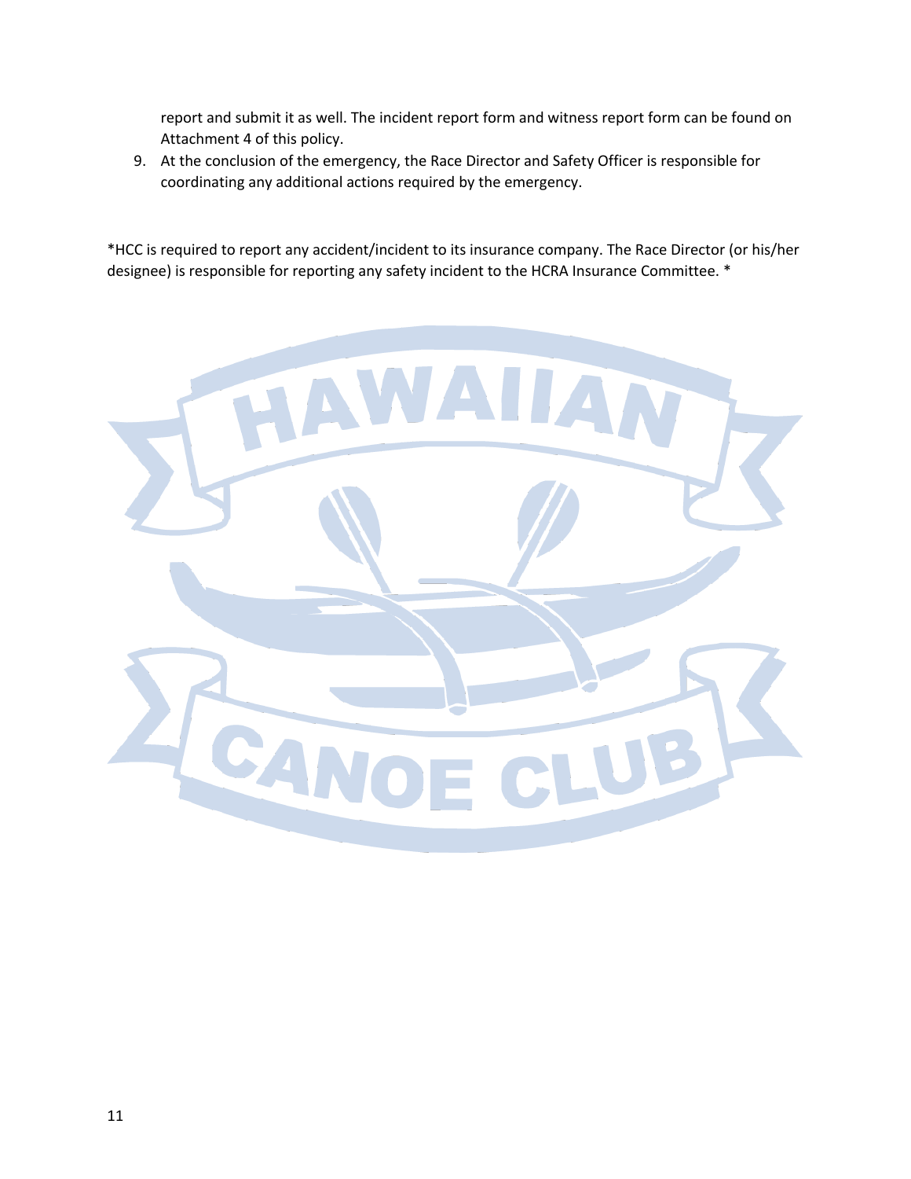report and submit it as well. The incident report form and witness report form can be found on Attachment 4 of this policy.

9. At the conclusion of the emergency, the Race Director and Safety Officer is responsible for coordinating any additional actions required by the emergency.

*HCC is required to report any accident/incident to its insurance company. The Race Director (or his/her designee) is responsible for reporting any safety incident to the HCRA Insurance Committee. *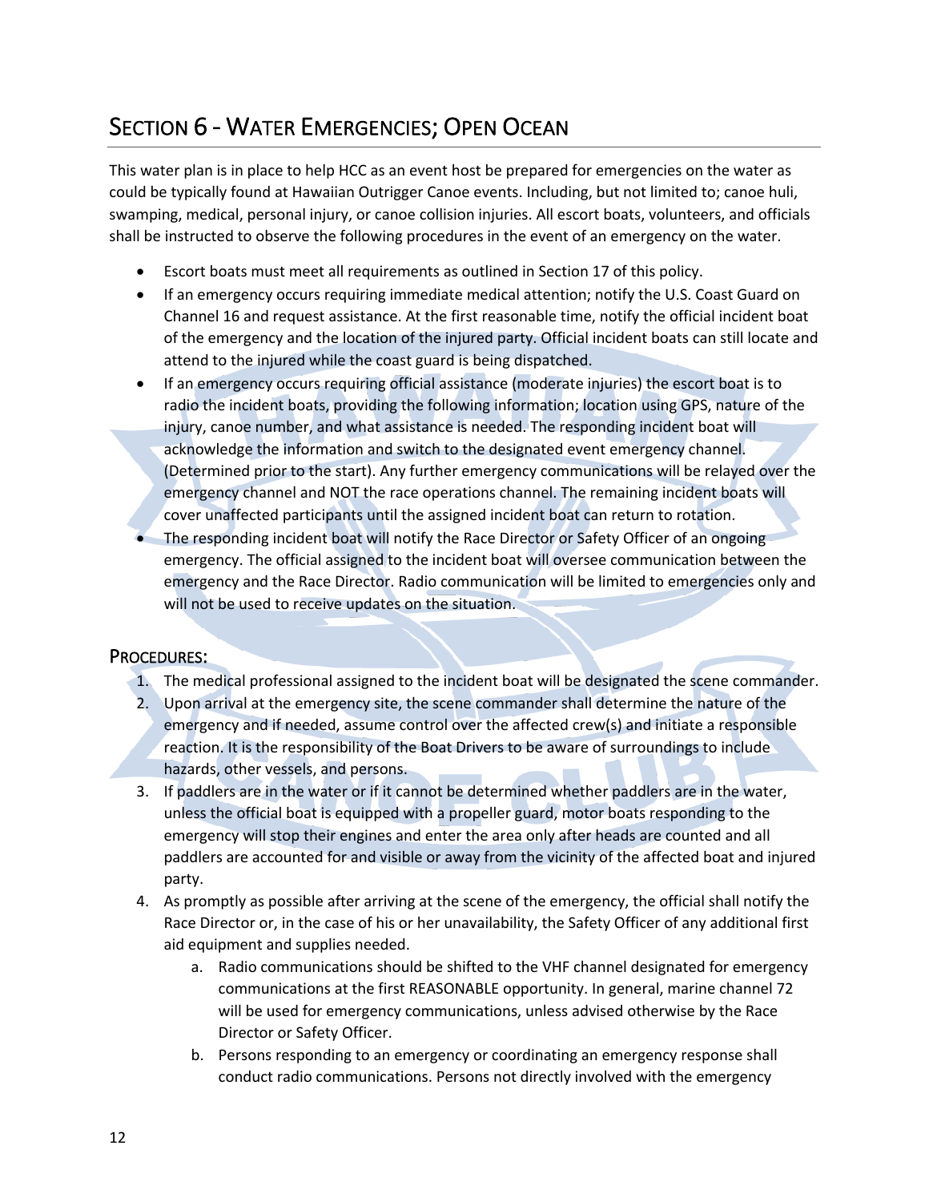# Section 6 - Water Emergencies; Open Ocean

This water plan is in place to help HCC as an event host be prepared for emergencies on the water as could be typically found at Hawaiian Outrigger Canoe events. Including, but not limited to; canoe huli, swamping, medical, personal injury, or canoe collision injuries. All escort boats, volunteers, and officials shall be instructed to observe the following procedures in the event of an emergency on the water.

- Escort boats must meet all requirements as outlined in Section 17 of this policy.
- If an emergency occurs requiring immediate medical attention; notify the U.S. Coast Guard on Channel 16 and request assistance. At the first reasonable time, notify the official incident boat of the emergency and the location of the injured party. Official incident boats can still locate and attend to the injured while the coast guard is being dispatched.
- If an emergency occurs requiring official assistance (moderate injuries) the escort boat is to radio the incident boats, providing the following information; location using GPS, nature of the injury, canoe number, and what assistance is needed. The responding incident boat will acknowledge the information and switch to the designated event emergency channel. (Determined prior to the start). Any further emergency communications will be relayed over the emergency channel and NOT the race operations channel. The remaining incident boats will cover unaffected participants until the assigned incident boat can return to rotation.
- The responding incident boat will notify the Race Director or Safety Officer of an ongoing emergency. The official assigned to the incident boat will oversee communication between the emergency and the Race Director. Radio communication will be limited to emergencies only and will not be used to receive updates on the situation.

## Procedures:

1. The medical professional assigned to the incident boat will be designated the scene commander.
2. Upon arrival at the emergency site, the scene commander shall determine the nature of the emergency and if needed, assume control over the affected crew(s) and initiate a responsible reaction. It is the responsibility of the Boat Drivers to be aware of surroundings to include hazards, other vessels, and persons.
3. If paddlers are in the water or if it cannot be determined whether paddlers are in the water, unless the official boat is equipped with a propeller guard, motor boats responding to the emergency will stop their engines and enter the area only after heads are counted and all paddlers are accounted for and visible or away from the vicinity of the affected boat and injured party.
4. As promptly as possible after arriving at the scene of the emergency, the official shall notify the Race Director or, in the case of his or her unavailability, the Safety Officer of any additional first aid equipment and supplies needed.
   a. Radio communications should be shifted to the VHF channel designated for emergency communications at the first REASONABLE opportunity. In general, marine channel 72 will be used for emergency communications, unless advised otherwise by the Race Director or Safety Officer.
   b. Persons responding to an emergency or coordinating an emergency response shall conduct radio communications. Persons not directly involved with the emergency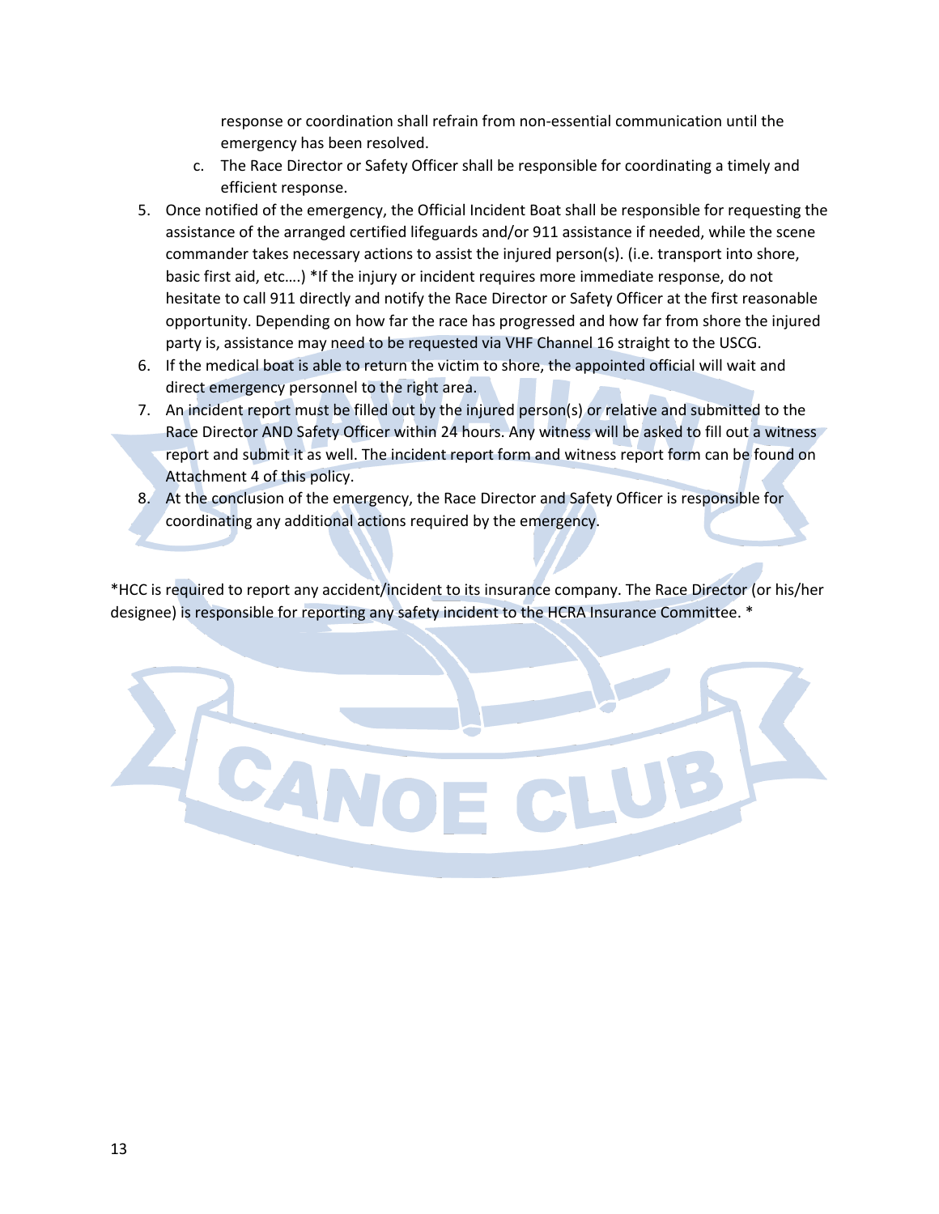response or coordination shall refrain from non-essential communication until the emergency has been resolved.

   c. The Race Director or Safety Officer shall be responsible for coordinating a timely and efficient response.

5. Once notified of the emergency, the Official Incident Boat shall be responsible for requesting the assistance of the arranged certified lifeguards and/or 911 assistance if needed, while the scene commander takes necessary actions to assist the injured person(s). (i.e. transport into shore, basic first aid, etc….) *If the injury or incident requires more immediate response, do not hesitate to call 911 directly and notify the Race Director or Safety Officer at the first reasonable opportunity. Depending on how far the race has progressed and how far from shore the injured party is, assistance may need to be requested via VHF Channel 16 straight to the USCG.
6. If the medical boat is able to return the victim to shore, the appointed official will wait and direct emergency personnel to the right area.
7. An incident report must be filled out by the injured person(s) or relative and submitted to the Race Director AND Safety Officer within 24 hours. Any witness will be asked to fill out a witness report and submit it as well. The incident report form and witness report form can be found on Attachment 4 of this policy.
8. At the conclusion of the emergency, the Race Director and Safety Officer is responsible for coordinating any additional actions required by the emergency.

*HCC is required to report any accident/incident to its insurance company. The Race Director (or his/her designee) is responsible for reporting any safety incident to the HCRA Insurance Committee. *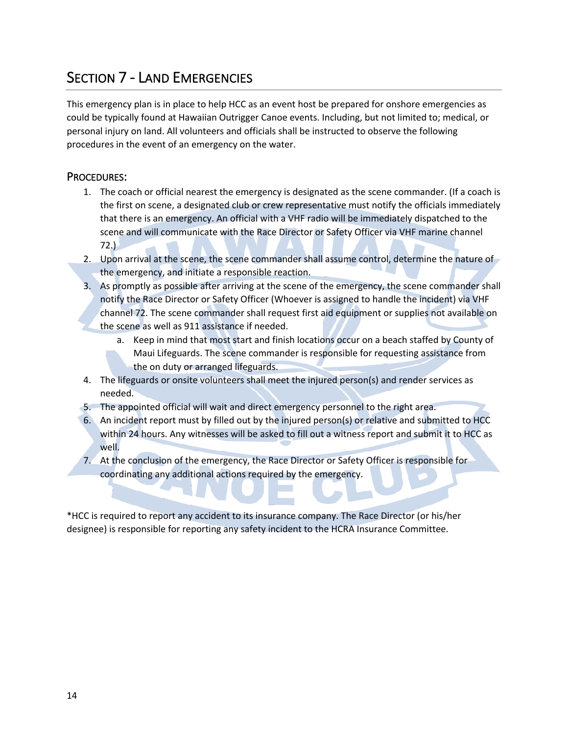# Section 7 - Land Emergencies

This emergency plan is in place to help HCC as an event host be prepared for onshore emergencies as could be typically found at Hawaiian Outrigger Canoe events. Including, but not limited to; medical, or personal injury on land. All volunteers and officials shall be instructed to observe the following procedures in the event of an emergency on the water.

## Procedures:

1. The coach or official nearest the emergency is designated as the scene commander. (If a coach is the first on scene, a designated club or crew representative must notify the officials immediately that there is an emergency. An official with a VHF radio will be immediately dispatched to the scene and will communicate with the Race Director or Safety Officer via VHF marine channel 72.)
2. Upon arrival at the scene, the scene commander shall assume control, determine the nature of the emergency, and initiate a responsible reaction.
3. As promptly as possible after arriving at the scene of the emergency, the scene commander shall notify the Race Director or Safety Officer (Whoever is assigned to handle the incident) via VHF channel 72. The scene commander shall request first aid equipment or supplies not available on the scene as well as 911 assistance if needed.
   a. Keep in mind that most start and finish locations occur on a beach staffed by County of Maui Lifeguards. The scene commander is responsible for requesting assistance from the on duty or arranged lifeguards.
4. The lifeguards or onsite volunteers shall meet the injured person(s) and render services as needed.
5. The appointed official will wait and direct emergency personnel to the right area.
6. An incident report must by filled out by the injured person(s) or relative and submitted to HCC within 24 hours. Any witnesses will be asked to fill out a witness report and submit it to HCC as well.
7. At the conclusion of the emergency, the Race Director or Safety Officer is responsible for coordinating any additional actions required by the emergency.

*HCC is required to report any accident to its insurance company. The Race Director (or his/her designee) is responsible for reporting any safety incident to the HCRA Insurance Committee.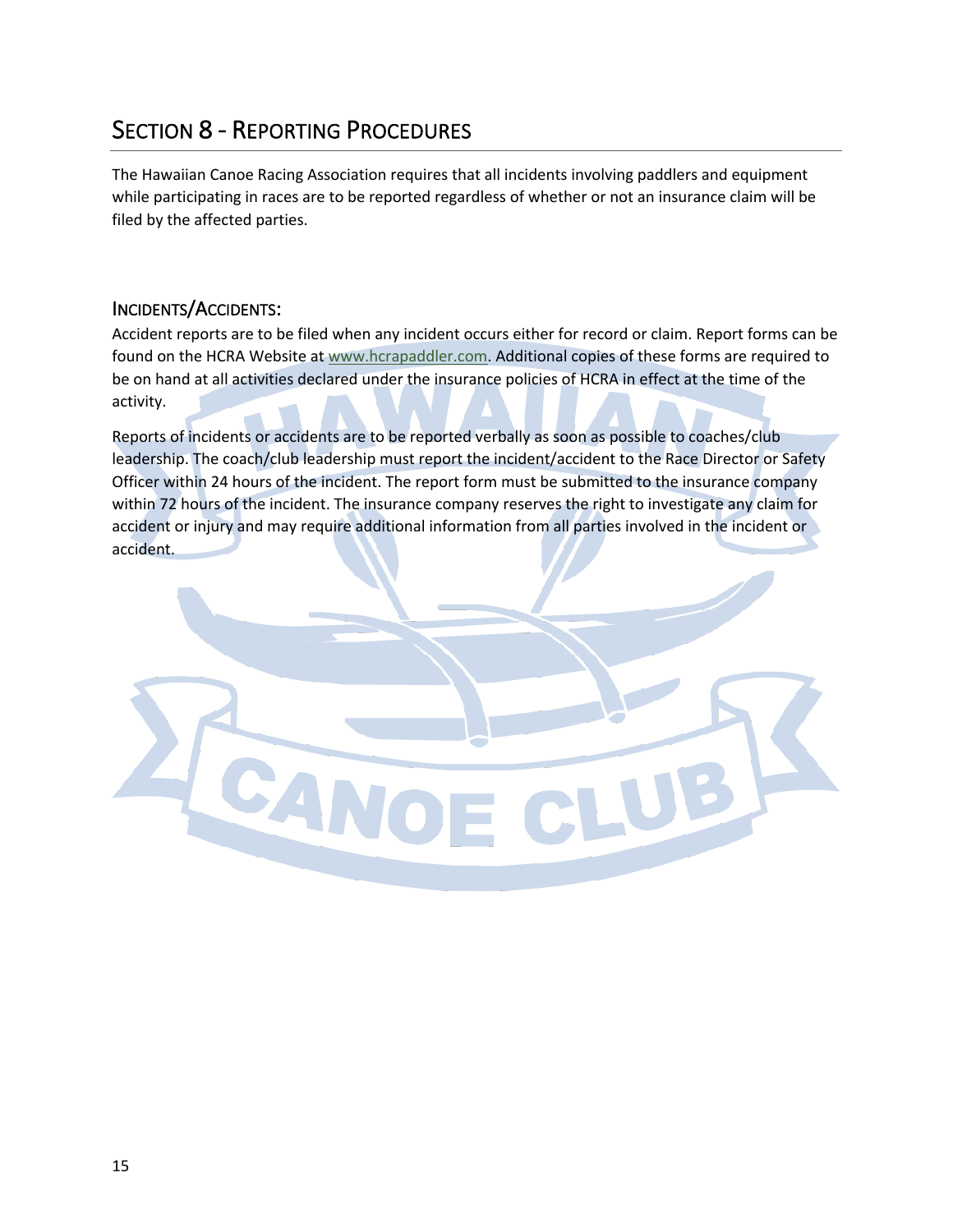# Section 8 - Reporting Procedures

The Hawaiian Canoe Racing Association requires that all incidents involving paddlers and equipment while participating in races are to be reported regardless of whether or not an insurance claim will be filed by the affected parties.

## Incidents/Accidents:

Accident reports are to be filed when any incident occurs either for record or claim. Report forms can be found on the HCRA Website at www.hcrapaddler.com. Additional copies of these forms are required to be on hand at all activities declared under the insurance policies of HCRA in effect at the time of the activity.

Reports of incidents or accidents are to be reported verbally as soon as possible to coaches/club leadership. The coach/club leadership must report the incident/accident to the Race Director or Safety Officer within 24 hours of the incident. The report form must be submitted to the insurance company within 72 hours of the incident. The insurance company reserves the right to investigate any claim for accident or injury and may require additional information from all parties involved in the incident or accident.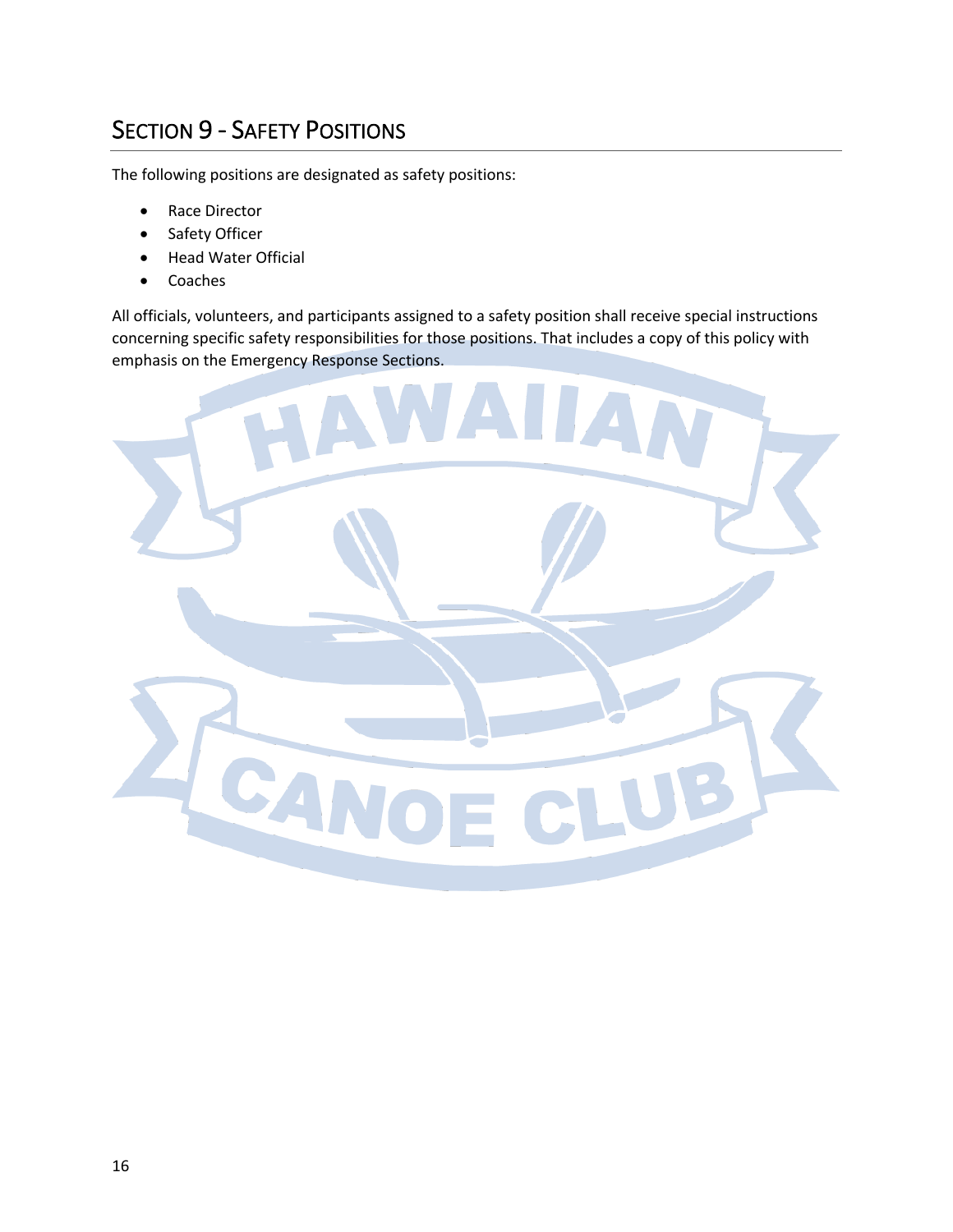## Section 9 - Safety Positions

The following positions are designated as safety positions:

- Race Director
- Safety Officer
- Head Water Official
- Coaches

All officials, volunteers, and participants assigned to a safety position shall receive special instructions concerning specific safety responsibilities for those positions. That includes a copy of this policy with emphasis on the Emergency Response Sections.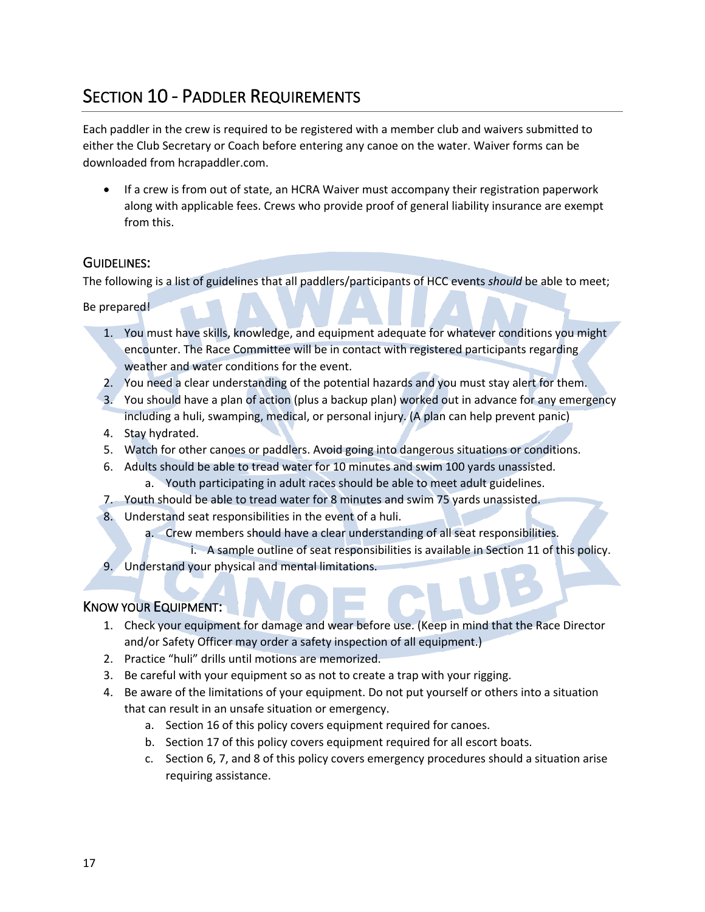# Section 10 - Paddler Requirements

Each paddler in the crew is required to be registered with a member club and waivers submitted to either the Club Secretary or Coach before entering any canoe on the water. Waiver forms can be downloaded from hcrapaddler.com.

- If a crew is from out of state, an HCRA Waiver must accompany their registration paperwork along with applicable fees. Crews who provide proof of general liability insurance are exempt from this.

## Guidelines:

The following is a list of guidelines that all paddlers/participants of HCC events *should* be able to meet;

Be prepared!

1. You must have skills, knowledge, and equipment adequate for whatever conditions you might encounter. The Race Committee will be in contact with registered participants regarding weather and water conditions for the event.
2. You need a clear understanding of the potential hazards and you must stay alert for them.
3. You should have a plan of action (plus a backup plan) worked out in advance for any emergency including a huli, swamping, medical, or personal injury. (A plan can help prevent panic)
4. Stay hydrated.
5. Watch for other canoes or paddlers. Avoid going into dangerous situations or conditions.
6. Adults should be able to tread water for 10 minutes and swim 100 yards unassisted.
    a. Youth participating in adult races should be able to meet adult guidelines.
7. Youth should be able to tread water for 8 minutes and swim 75 yards unassisted.
8. Understand seat responsibilities in the event of a huli.
    a. Crew members should have a clear understanding of all seat responsibilities.
        i. A sample outline of seat responsibilities is available in Section 11 of this policy.
9. Understand your physical and mental limitations.

## Know Your Equipment:

1. Check your equipment for damage and wear before use. (Keep in mind that the Race Director and/or Safety Officer may order a safety inspection of all equipment.)
2. Practice "huli" drills until motions are memorized.
3. Be careful with your equipment so as not to create a trap with your rigging.
4. Be aware of the limitations of your equipment. Do not put yourself or others into a situation that can result in an unsafe situation or emergency.
    a. Section 16 of this policy covers equipment required for canoes.
    b. Section 17 of this policy covers equipment required for all escort boats.
    c. Section 6, 7, and 8 of this policy covers emergency procedures should a situation arise requiring assistance.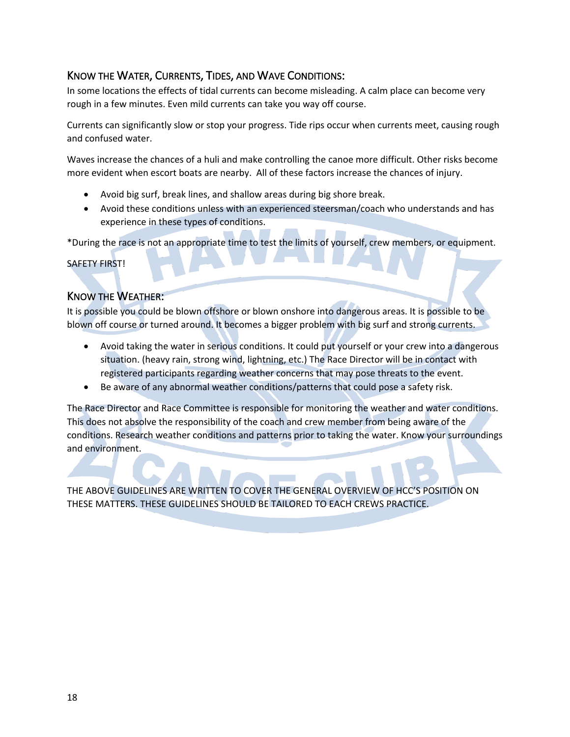## Know the Water, Currents, Tides, and Wave Conditions:

In some locations the effects of tidal currents can become misleading. A calm place can become very rough in a few minutes. Even mild currents can take you way off course.

Currents can significantly slow or stop your progress. Tide rips occur when currents meet, causing rough and confused water.

Waves increase the chances of a huli and make controlling the canoe more difficult. Other risks become more evident when escort boats are nearby. All of these factors increase the chances of injury.

- Avoid big surf, break lines, and shallow areas during big shore break.
- Avoid these conditions unless with an experienced steersman/coach who understands and has experience in these types of conditions.

*During the race is not an appropriate time to test the limits of yourself, crew members, or equipment.

SAFETY FIRST!

## Know the Weather:

It is possible you could be blown offshore or blown onshore into dangerous areas. It is possible to be blown off course or turned around. It becomes a bigger problem with big surf and strong currents.

- Avoid taking the water in serious conditions. It could put yourself or your crew into a dangerous situation. (heavy rain, strong wind, lightning, etc.) The Race Director will be in contact with registered participants regarding weather concerns that may pose threats to the event.
- Be aware of any abnormal weather conditions/patterns that could pose a safety risk.

The Race Director and Race Committee is responsible for monitoring the weather and water conditions. This does not absolve the responsibility of the coach and crew member from being aware of the conditions. Research weather conditions and patterns prior to taking the water. Know your surroundings and environment.

THE ABOVE GUIDELINES ARE WRITTEN TO COVER THE GENERAL OVERVIEW OF HCC'S POSITION ON THESE MATTERS. THESE GUIDELINES SHOULD BE TAILORED TO EACH CREWS PRACTICE.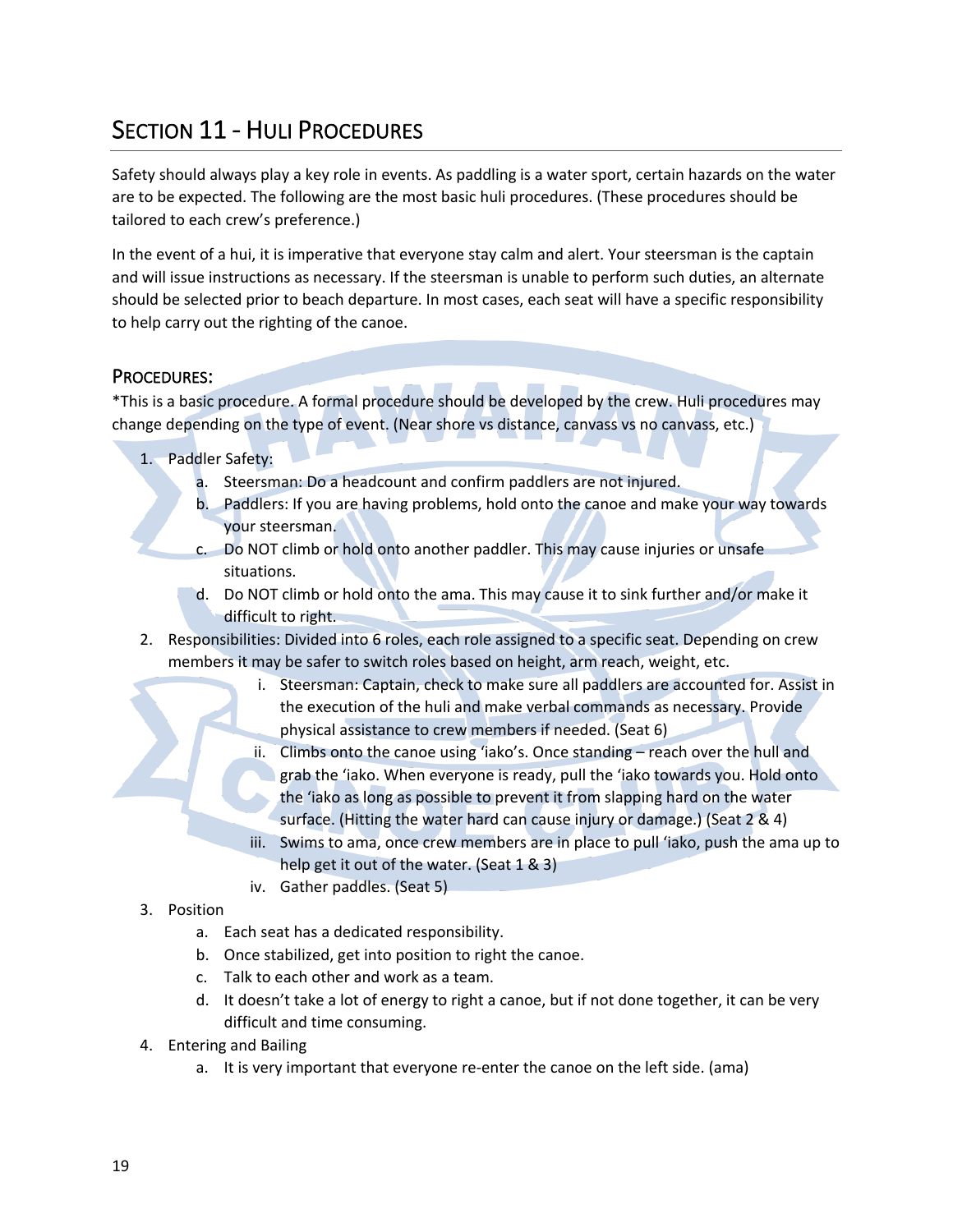# Section 11 - Huli Procedures

Safety should always play a key role in events. As paddling is a water sport, certain hazards on the water are to be expected. The following are the most basic huli procedures. (These procedures should be tailored to each crew's preference.)

In the event of a hui, it is imperative that everyone stay calm and alert. Your steersman is the captain and will issue instructions as necessary. If the steersman is unable to perform such duties, an alternate should be selected prior to beach departure. In most cases, each seat will have a specific responsibility to help carry out the righting of the canoe.

## Procedures:

*This is a basic procedure. A formal procedure should be developed by the crew. Huli procedures may change depending on the type of event. (Near shore vs distance, canvass vs no canvass, etc.)

1. Paddler Safety:
   a. Steersman: Do a headcount and confirm paddlers are not injured.
   b. Paddlers: If you are having problems, hold onto the canoe and make your way towards your steersman.
   c. Do NOT climb or hold onto another paddler. This may cause injuries or unsafe situations.
   d. Do NOT climb or hold onto the ama. This may cause it to sink further and/or make it difficult to right.
2. Responsibilities: Divided into 6 roles, each role assigned to a specific seat. Depending on crew members it may be safer to switch roles based on height, arm reach, weight, etc.
   i. Steersman: Captain, check to make sure all paddlers are accounted for. Assist in the execution of the huli and make verbal commands as necessary. Provide physical assistance to crew members if needed. (Seat 6)
   ii. Climbs onto the canoe using 'iako's. Once standing – reach over the hull and grab the 'iako. When everyone is ready, pull the 'iako towards you. Hold onto the 'iako as long as possible to prevent it from slapping hard on the water surface. (Hitting the water hard can cause injury or damage.) (Seat 2 & 4)
   iii. Swims to ama, once crew members are in place to pull 'iako, push the ama up to help get it out of the water. (Seat 1 & 3)
   iv. Gather paddles. (Seat 5)
3. Position
   a. Each seat has a dedicated responsibility.
   b. Once stabilized, get into position to right the canoe.
   c. Talk to each other and work as a team.
   d. It doesn't take a lot of energy to right a canoe, but if not done together, it can be very difficult and time consuming.
4. Entering and Bailing
   a. It is very important that everyone re-enter the canoe on the left side. (ama)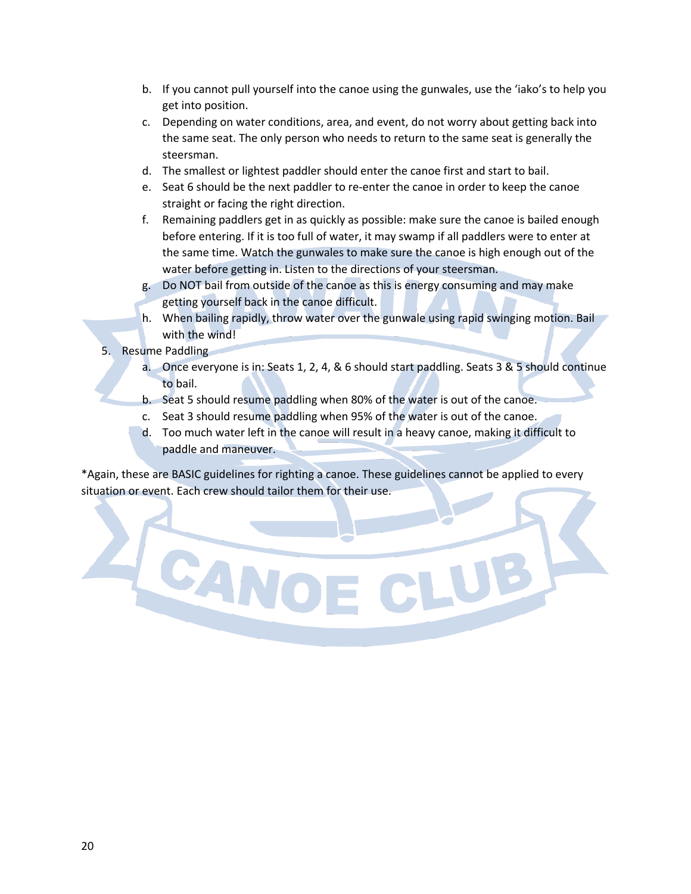b. If you cannot pull yourself into the canoe using the gunwales, use the ʻiako's to help you get into position.
   c. Depending on water conditions, area, and event, do not worry about getting back into the same seat. The only person who needs to return to the same seat is generally the steersman.
   d. The smallest or lightest paddler should enter the canoe first and start to bail.
   e. Seat 6 should be the next paddler to re-enter the canoe in order to keep the canoe straight or facing the right direction.
   f. Remaining paddlers get in as quickly as possible: make sure the canoe is bailed enough before entering. If it is too full of water, it may swamp if all paddlers were to enter at the same time. Watch the gunwales to make sure the canoe is high enough out of the water before getting in. Listen to the directions of your steersman.
   g. Do NOT bail from outside of the canoe as this is energy consuming and may make getting yourself back in the canoe difficult.
   h. When bailing rapidly, throw water over the gunwale using rapid swinging motion. Bail with the wind!

5. Resume Paddling
   a. Once everyone is in: Seats 1, 2, 4, & 6 should start paddling. Seats 3 & 5 should continue to bail.
   b. Seat 5 should resume paddling when 80% of the water is out of the canoe.
   c. Seat 3 should resume paddling when 95% of the water is out of the canoe.
   d. Too much water left in the canoe will result in a heavy canoe, making it difficult to paddle and maneuver.

*Again, these are BASIC guidelines for righting a canoe. These guidelines cannot be applied to every situation or event. Each crew should tailor them for their use.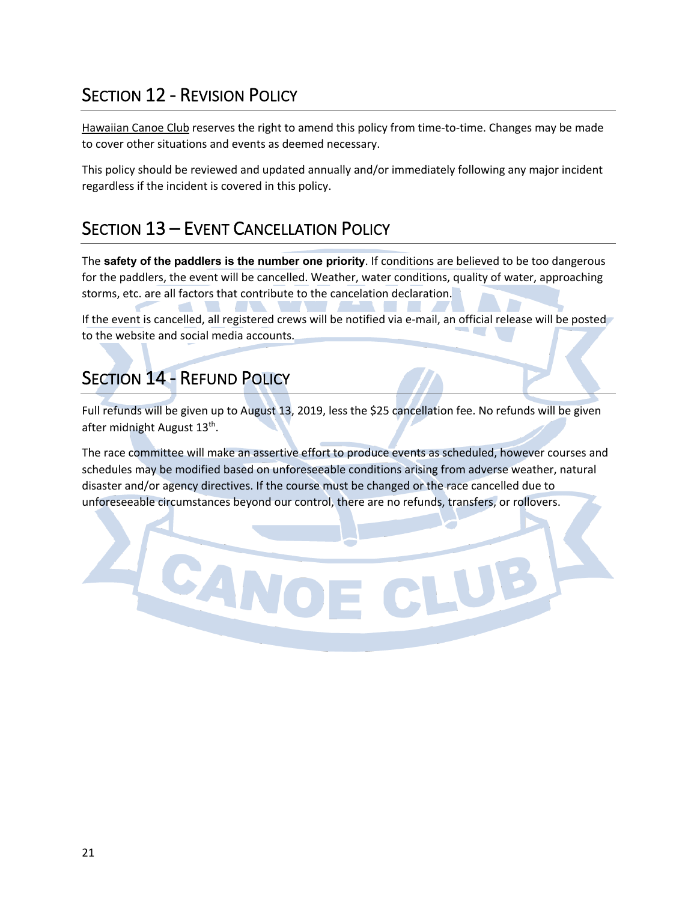## Section 12 - Revision Policy

Hawaiian Canoe Club reserves the right to amend this policy from time-to-time. Changes may be made to cover other situations and events as deemed necessary.

This policy should be reviewed and updated annually and/or immediately following any major incident regardless if the incident is covered in this policy.

## Section 13 – Event Cancellation Policy

The **safety of the paddlers is the number one priority**. If conditions are believed to be too dangerous for the paddlers, the event will be cancelled. Weather, water conditions, quality of water, approaching storms, etc. are all factors that contribute to the cancelation declaration.

If the event is cancelled, all registered crews will be notified via e-mail, an official release will be posted to the website and social media accounts.

## Section 14 - Refund Policy

Full refunds will be given up to August 13, 2019, less the $25 cancellation fee. No refunds will be given after midnight August 13th.

The race committee will make an assertive effort to produce events as scheduled, however courses and schedules may be modified based on unforeseeable conditions arising from adverse weather, natural disaster and/or agency directives. If the course must be changed or the race cancelled due to unforeseeable circumstances beyond our control, there are no refunds, transfers, or rollovers.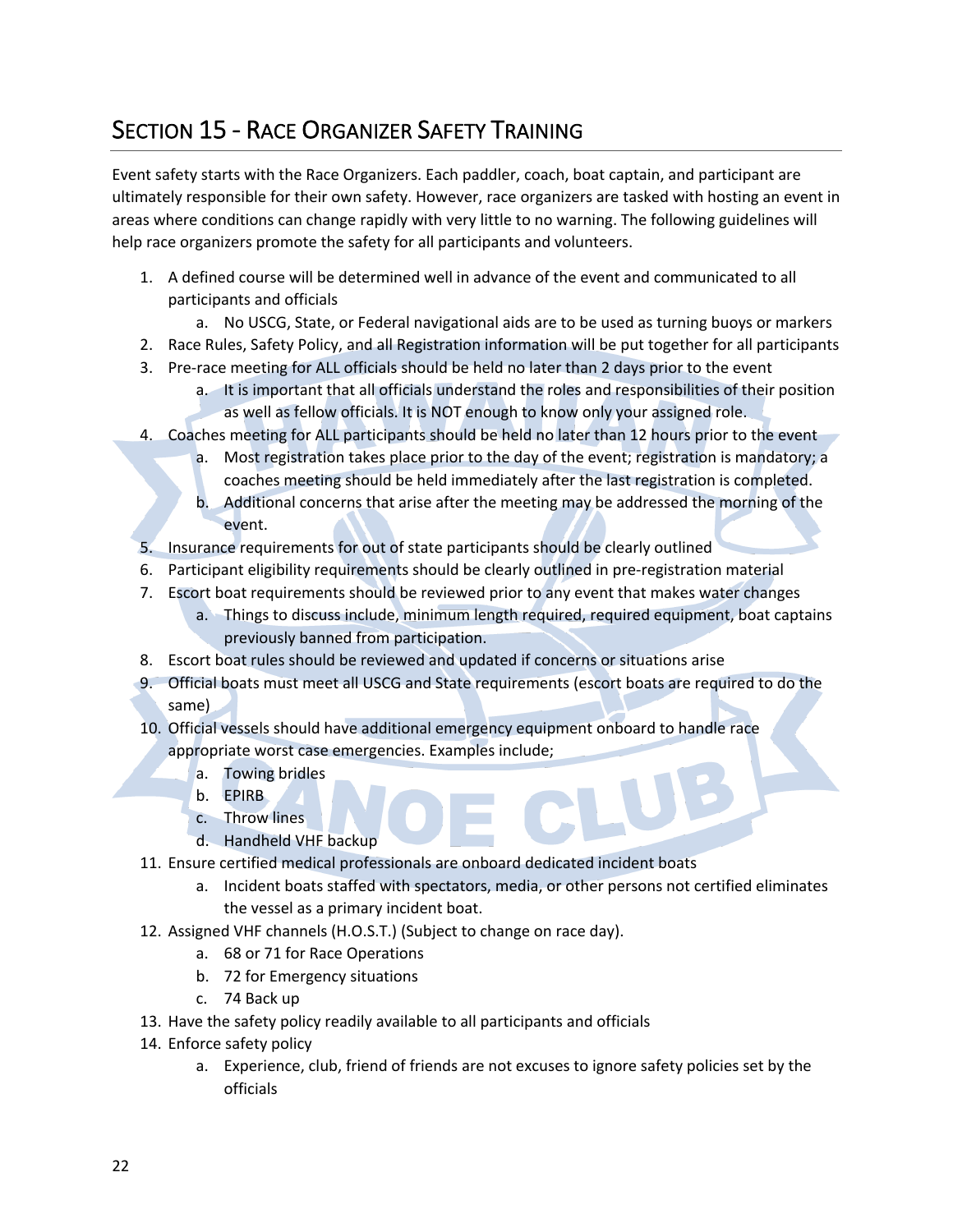# SECTION 15 - RACE ORGANIZER SAFETY TRAINING

Event safety starts with the Race Organizers. Each paddler, coach, boat captain, and participant are ultimately responsible for their own safety. However, race organizers are tasked with hosting an event in areas where conditions can change rapidly with very little to no warning. The following guidelines will help race organizers promote the safety for all participants and volunteers.

1. A defined course will be determined well in advance of the event and communicated to all participants and officials
   a. No USCG, State, or Federal navigational aids are to be used as turning buoys or markers
2. Race Rules, Safety Policy, and all Registration information will be put together for all participants
3. Pre-race meeting for ALL officials should be held no later than 2 days prior to the event
   a. It is important that all officials understand the roles and responsibilities of their position as well as fellow officials. It is NOT enough to know only your assigned role.
4. Coaches meeting for ALL participants should be held no later than 12 hours prior to the event
   a. Most registration takes place prior to the day of the event; registration is mandatory; a coaches meeting should be held immediately after the last registration is completed.
   b. Additional concerns that arise after the meeting may be addressed the morning of the event.
5. Insurance requirements for out of state participants should be clearly outlined
6. Participant eligibility requirements should be clearly outlined in pre-registration material
7. Escort boat requirements should be reviewed prior to any event that makes water changes
   a. Things to discuss include, minimum length required, required equipment, boat captains previously banned from participation.
8. Escort boat rules should be reviewed and updated if concerns or situations arise
9. Official boats must meet all USCG and State requirements (escort boats are required to do the same)
10. Official vessels should have additional emergency equipment onboard to handle race appropriate worst case emergencies. Examples include;
    a. Towing bridles
    b. EPIRB
    c. Throw lines
    d. Handheld VHF backup
11. Ensure certified medical professionals are onboard dedicated incident boats
    a. Incident boats staffed with spectators, media, or other persons not certified eliminates the vessel as a primary incident boat.
12. Assigned VHF channels (H.O.S.T.) (Subject to change on race day).
    a. 68 or 71 for Race Operations
    b. 72 for Emergency situations
    c. 74 Back up
13. Have the safety policy readily available to all participants and officials
14. Enforce safety policy
    a. Experience, club, friend of friends are not excuses to ignore safety policies set by the officials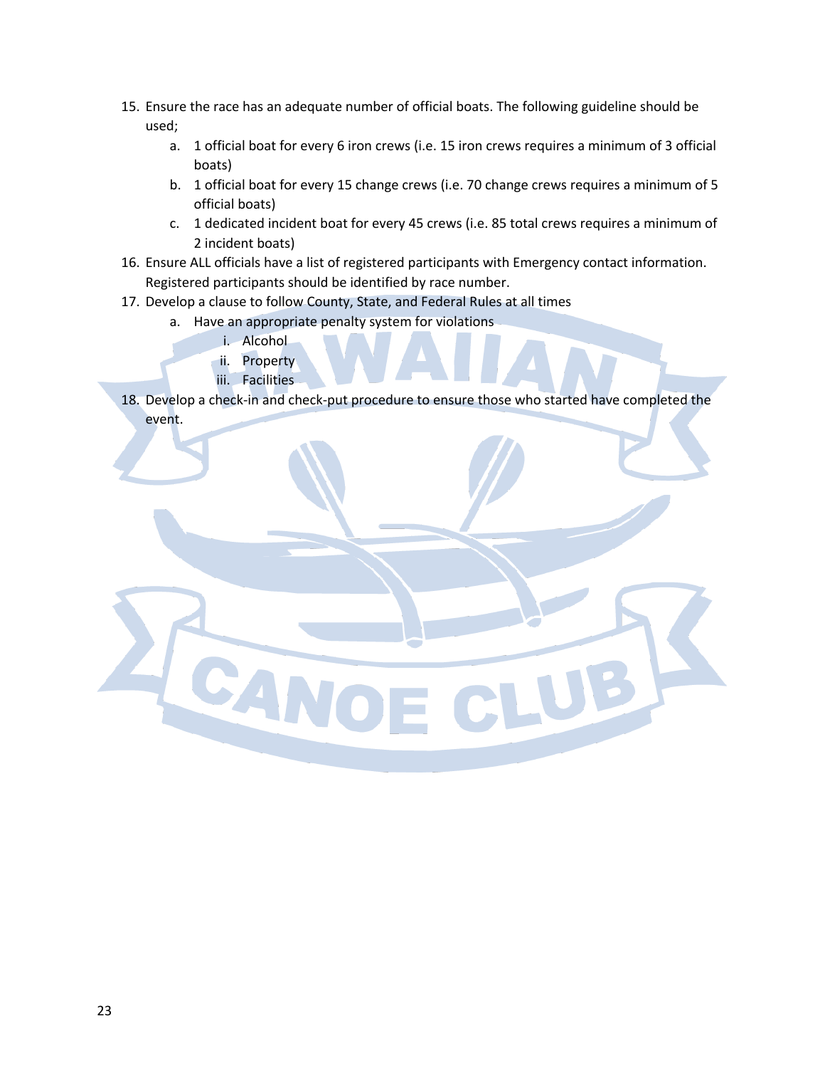15. Ensure the race has an adequate number of official boats. The following guideline should be used;
    a. 1 official boat for every 6 iron crews (i.e. 15 iron crews requires a minimum of 3 official boats)
    b. 1 official boat for every 15 change crews (i.e. 70 change crews requires a minimum of 5 official boats)
    c. 1 dedicated incident boat for every 45 crews (i.e. 85 total crews requires a minimum of 2 incident boats)
16. Ensure ALL officials have a list of registered participants with Emergency contact information. Registered participants should be identified by race number.
17. Develop a clause to follow County, State, and Federal Rules at all times
    a. Have an appropriate penalty system for violations
        i. Alcohol
        ii. Property
        iii. Facilities
18. Develop a check-in and check-put procedure to ensure those who started have completed the event.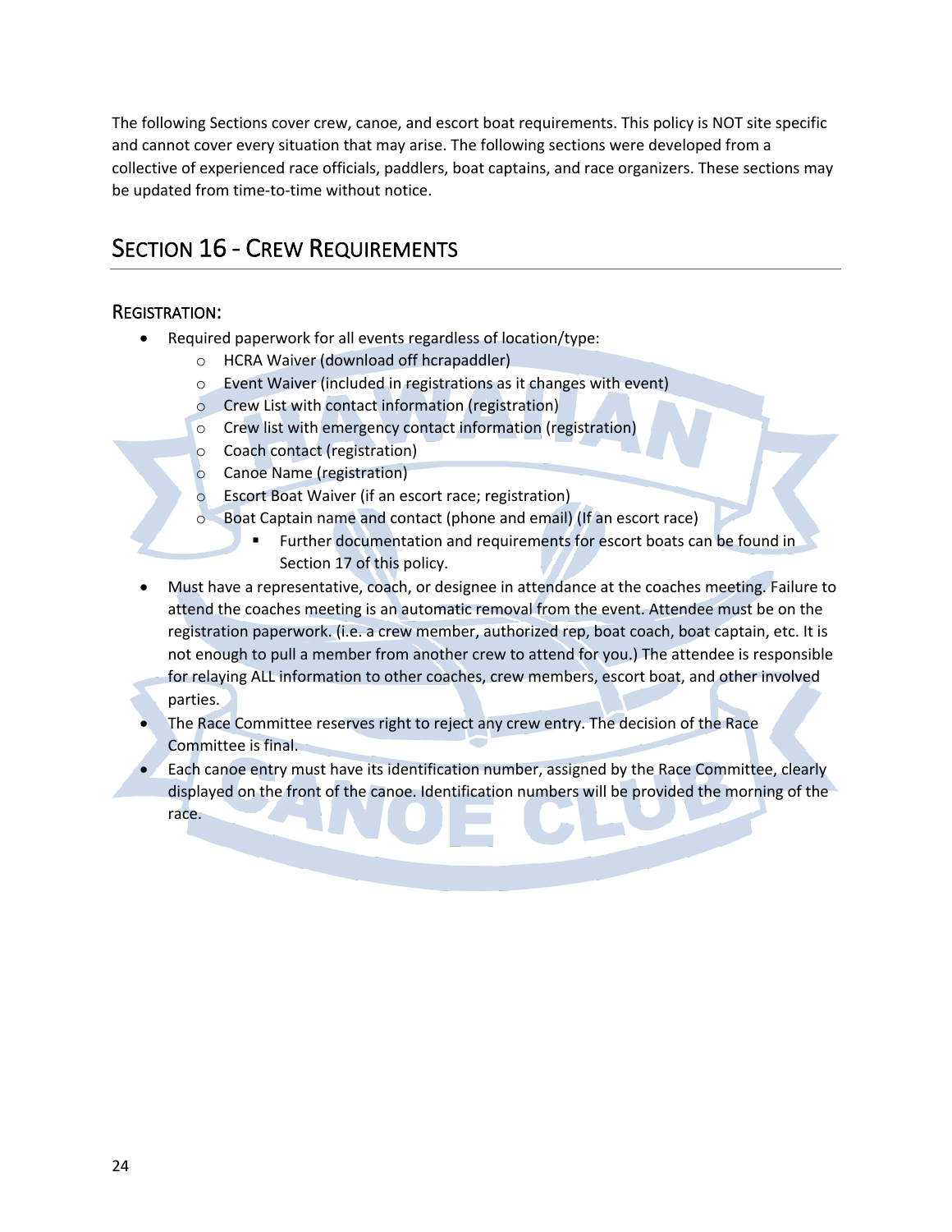The following Sections cover crew, canoe, and escort boat requirements. This policy is NOT site specific and cannot cover every situation that may arise. The following sections were developed from a collective of experienced race officials, paddlers, boat captains, and race organizers. These sections may be updated from time-to-time without notice.

## SECTION 16 - CREW REQUIREMENTS

### REGISTRATION:

- Required paperwork for all events regardless of location/type:
    - HCRA Waiver (download off hcrapaddler)
    - Event Waiver (included in registrations as it changes with event)
    - Crew List with contact information (registration)
    - Crew list with emergency contact information (registration)
    - Coach contact (registration)
    - Canoe Name (registration)
    - Escort Boat Waiver (if an escort race; registration)
    - Boat Captain name and contact (phone and email) (If an escort race)
        - Further documentation and requirements for escort boats can be found in Section 17 of this policy.
- Must have a representative, coach, or designee in attendance at the coaches meeting. Failure to attend the coaches meeting is an automatic removal from the event. Attendee must be on the registration paperwork. (i.e. a crew member, authorized rep, boat coach, boat captain, etc. It is not enough to pull a member from another crew to attend for you.) The attendee is responsible for relaying ALL information to other coaches, crew members, escort boat, and other involved parties.
- The Race Committee reserves right to reject any crew entry. The decision of the Race Committee is final.
- Each canoe entry must have its identification number, assigned by the Race Committee, clearly displayed on the front of the canoe. Identification numbers will be provided the morning of the race.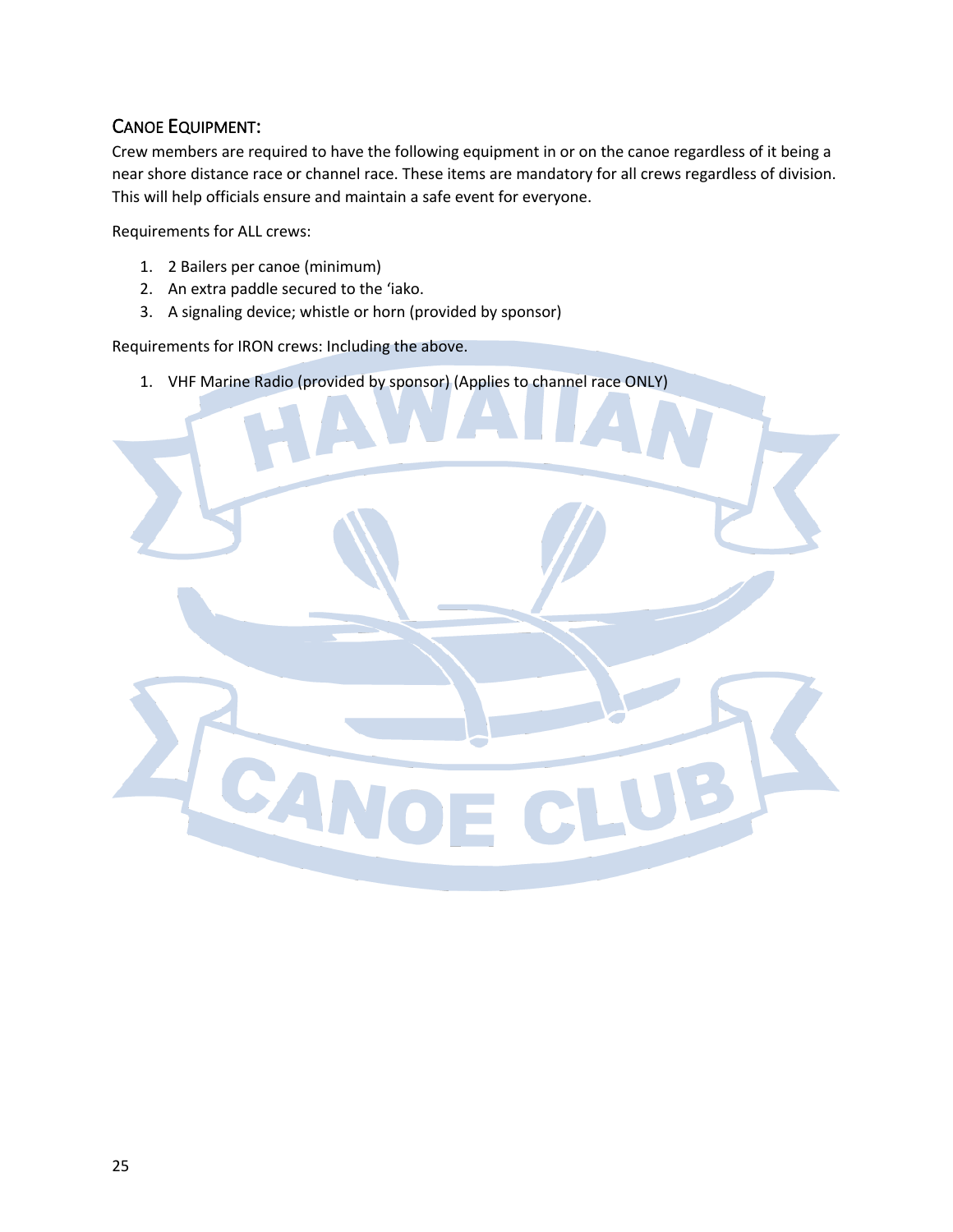## CANOE EQUIPMENT:

Crew members are required to have the following equipment in or on the canoe regardless of it being a near shore distance race or channel race. These items are mandatory for all crews regardless of division. This will help officials ensure and maintain a safe event for everyone.

Requirements for ALL crews:

1. 2 Bailers per canoe (minimum)
2. An extra paddle secured to the ʻiako.
3. A signaling device; whistle or horn (provided by sponsor)

Requirements for IRON crews: Including the above.

1. VHF Marine Radio (provided by sponsor) (Applies to channel race ONLY)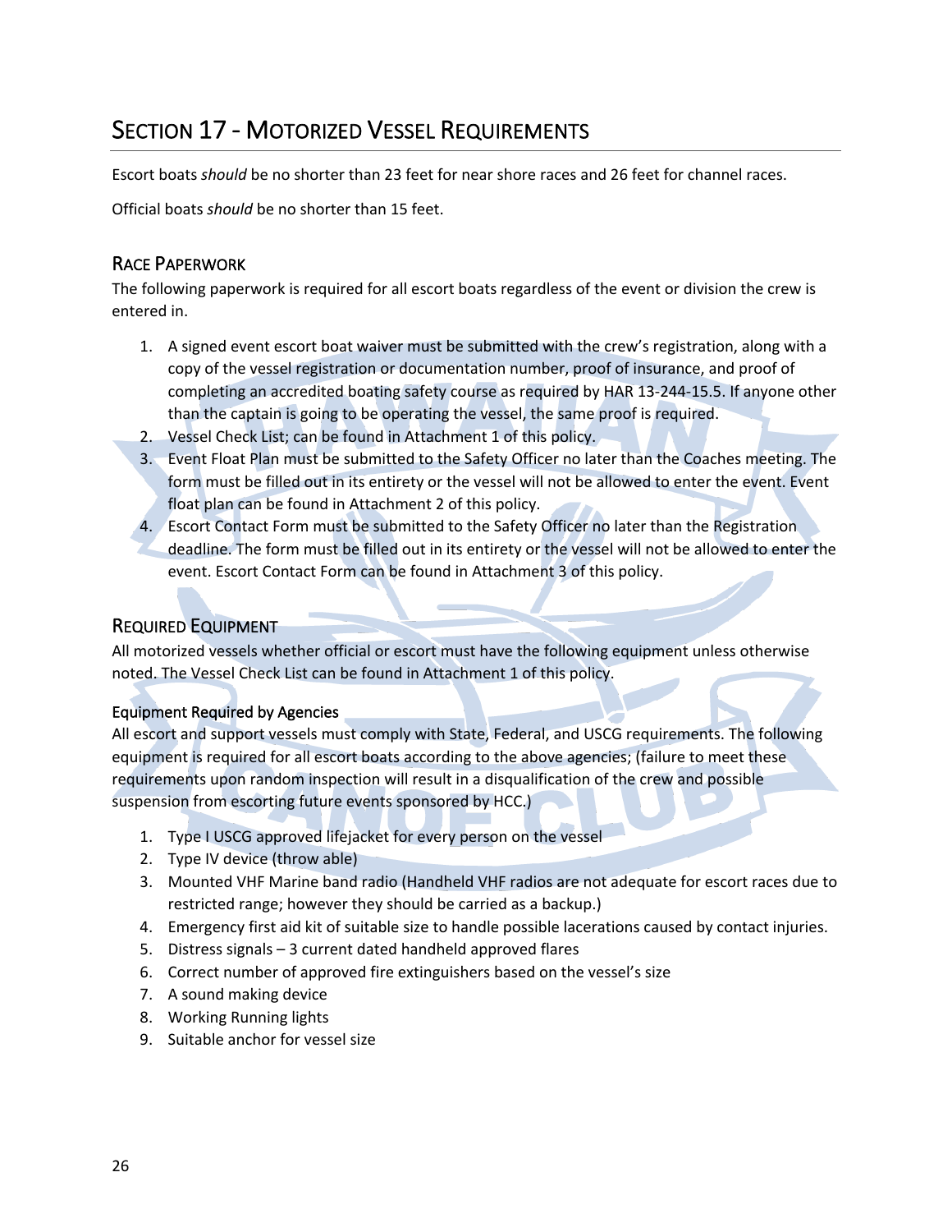# Section 17 - Motorized Vessel Requirements

Escort boats *should* be no shorter than 23 feet for near shore races and 26 feet for channel races.

Official boats *should* be no shorter than 15 feet.

## Race Paperwork

The following paperwork is required for all escort boats regardless of the event or division the crew is entered in.

1. A signed event escort boat waiver must be submitted with the crew's registration, along with a copy of the vessel registration or documentation number, proof of insurance, and proof of completing an accredited boating safety course as required by HAR 13-244-15.5. If anyone other than the captain is going to be operating the vessel, the same proof is required.
2. Vessel Check List; can be found in Attachment 1 of this policy.
3. Event Float Plan must be submitted to the Safety Officer no later than the Coaches meeting. The form must be filled out in its entirety or the vessel will not be allowed to enter the event. Event float plan can be found in Attachment 2 of this policy.
4. Escort Contact Form must be submitted to the Safety Officer no later than the Registration deadline. The form must be filled out in its entirety or the vessel will not be allowed to enter the event. Escort Contact Form can be found in Attachment 3 of this policy.

## Required Equipment

All motorized vessels whether official or escort must have the following equipment unless otherwise noted. The Vessel Check List can be found in Attachment 1 of this policy.

### Equipment Required by Agencies

All escort and support vessels must comply with State, Federal, and USCG requirements. The following equipment is required for all escort boats according to the above agencies; (failure to meet these requirements upon random inspection will result in a disqualification of the crew and possible suspension from escorting future events sponsored by HCC.)

1. Type I USCG approved lifejacket for every person on the vessel
2. Type IV device (throw able)
3. Mounted VHF Marine band radio (Handheld VHF radios are not adequate for escort races due to restricted range; however they should be carried as a backup.)
4. Emergency first aid kit of suitable size to handle possible lacerations caused by contact injuries.
5. Distress signals – 3 current dated handheld approved flares
6. Correct number of approved fire extinguishers based on the vessel's size
7. A sound making device
8. Working Running lights
9. Suitable anchor for vessel size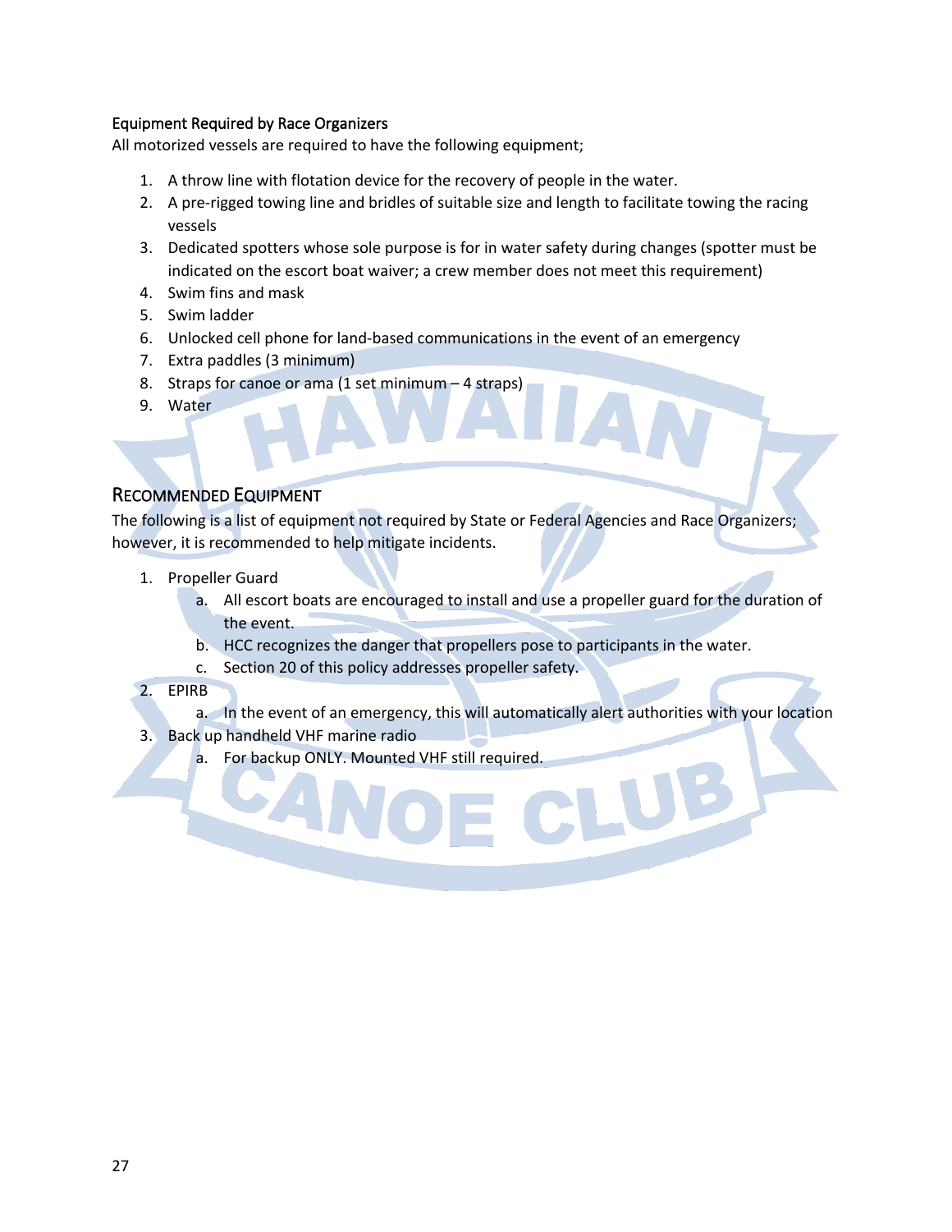### Equipment Required by Race Organizers

All motorized vessels are required to have the following equipment;

1. A throw line with flotation device for the recovery of people in the water.
2. A pre-rigged towing line and bridles of suitable size and length to facilitate towing the racing vessels
3. Dedicated spotters whose sole purpose is for in water safety during changes (spotter must be indicated on the escort boat waiver; a crew member does not meet this requirement)
4. Swim fins and mask
5. Swim ladder
6. Unlocked cell phone for land-based communications in the event of an emergency
7. Extra paddles (3 minimum)
8. Straps for canoe or ama (1 set minimum – 4 straps)
9. Water

## RECOMMENDED EQUIPMENT

The following is a list of equipment not required by State or Federal Agencies and Race Organizers; however, it is recommended to help mitigate incidents.

1. Propeller Guard
   a. All escort boats are encouraged to install and use a propeller guard for the duration of the event.
   b. HCC recognizes the danger that propellers pose to participants in the water.
   c. Section 20 of this policy addresses propeller safety.
2. EPIRB
   a. In the event of an emergency, this will automatically alert authorities with your location
3. Back up handheld VHF marine radio
   a. For backup ONLY. Mounted VHF still required.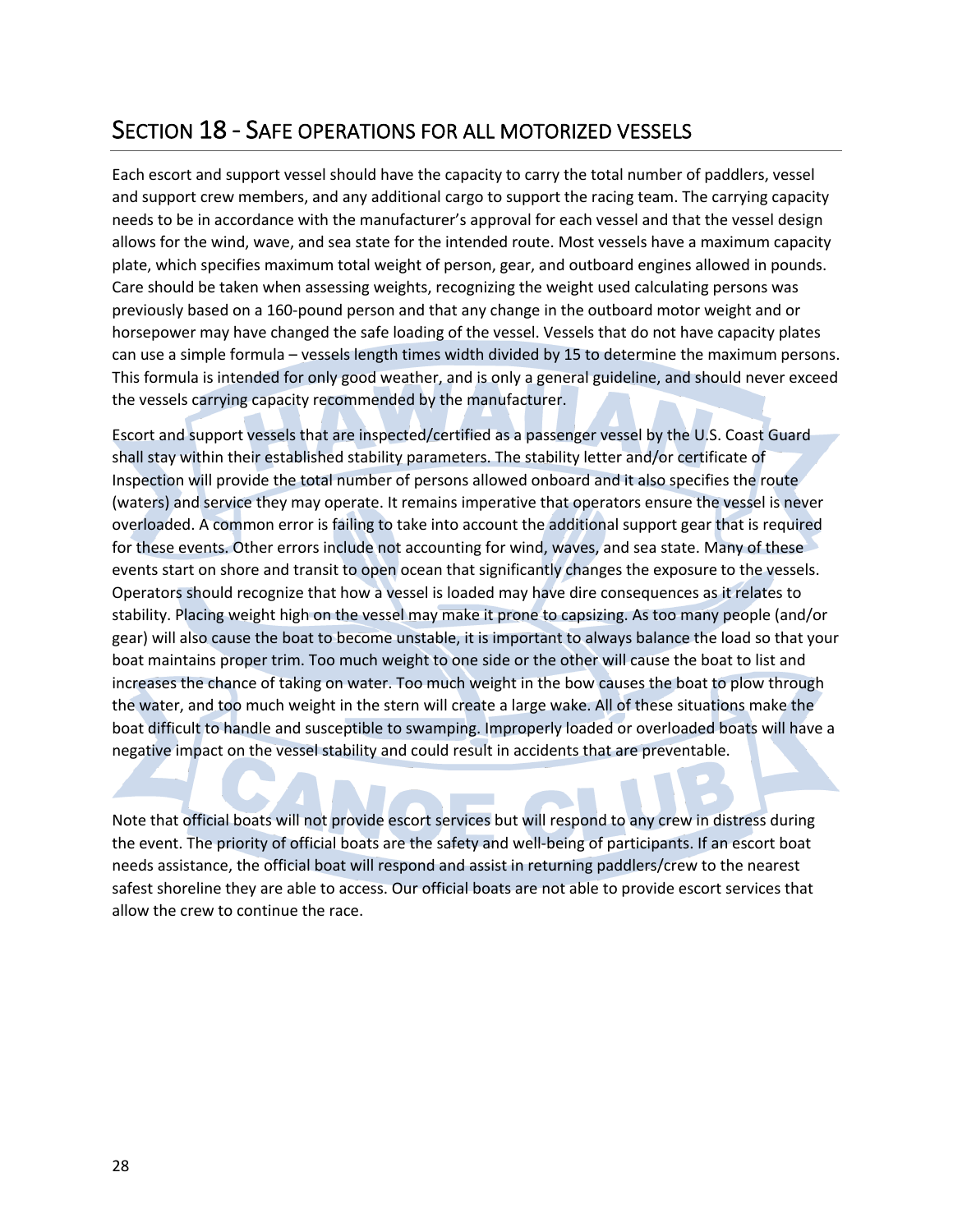## Section 18 - Safe operations for all motorized vessels

Each escort and support vessel should have the capacity to carry the total number of paddlers, vessel and support crew members, and any additional cargo to support the racing team. The carrying capacity needs to be in accordance with the manufacturer's approval for each vessel and that the vessel design allows for the wind, wave, and sea state for the intended route. Most vessels have a maximum capacity plate, which specifies maximum total weight of person, gear, and outboard engines allowed in pounds. Care should be taken when assessing weights, recognizing the weight used calculating persons was previously based on a 160-pound person and that any change in the outboard motor weight and or horsepower may have changed the safe loading of the vessel. Vessels that do not have capacity plates can use a simple formula – vessels length times width divided by 15 to determine the maximum persons. This formula is intended for only good weather, and is only a general guideline, and should never exceed the vessels carrying capacity recommended by the manufacturer.

Escort and support vessels that are inspected/certified as a passenger vessel by the U.S. Coast Guard shall stay within their established stability parameters. The stability letter and/or certificate of Inspection will provide the total number of persons allowed onboard and it also specifies the route (waters) and service they may operate. It remains imperative that operators ensure the vessel is never overloaded. A common error is failing to take into account the additional support gear that is required for these events. Other errors include not accounting for wind, waves, and sea state. Many of these events start on shore and transit to open ocean that significantly changes the exposure to the vessels. Operators should recognize that how a vessel is loaded may have dire consequences as it relates to stability. Placing weight high on the vessel may make it prone to capsizing. As too many people (and/or gear) will also cause the boat to become unstable, it is important to always balance the load so that your boat maintains proper trim. Too much weight to one side or the other will cause the boat to list and increases the chance of taking on water. Too much weight in the bow causes the boat to plow through the water, and too much weight in the stern will create a large wake. All of these situations make the boat difficult to handle and susceptible to swamping. Improperly loaded or overloaded boats will have a negative impact on the vessel stability and could result in accidents that are preventable.

Note that official boats will not provide escort services but will respond to any crew in distress during the event. The priority of official boats are the safety and well-being of participants. If an escort boat needs assistance, the official boat will respond and assist in returning paddlers/crew to the nearest safest shoreline they are able to access. Our official boats are not able to provide escort services that allow the crew to continue the race.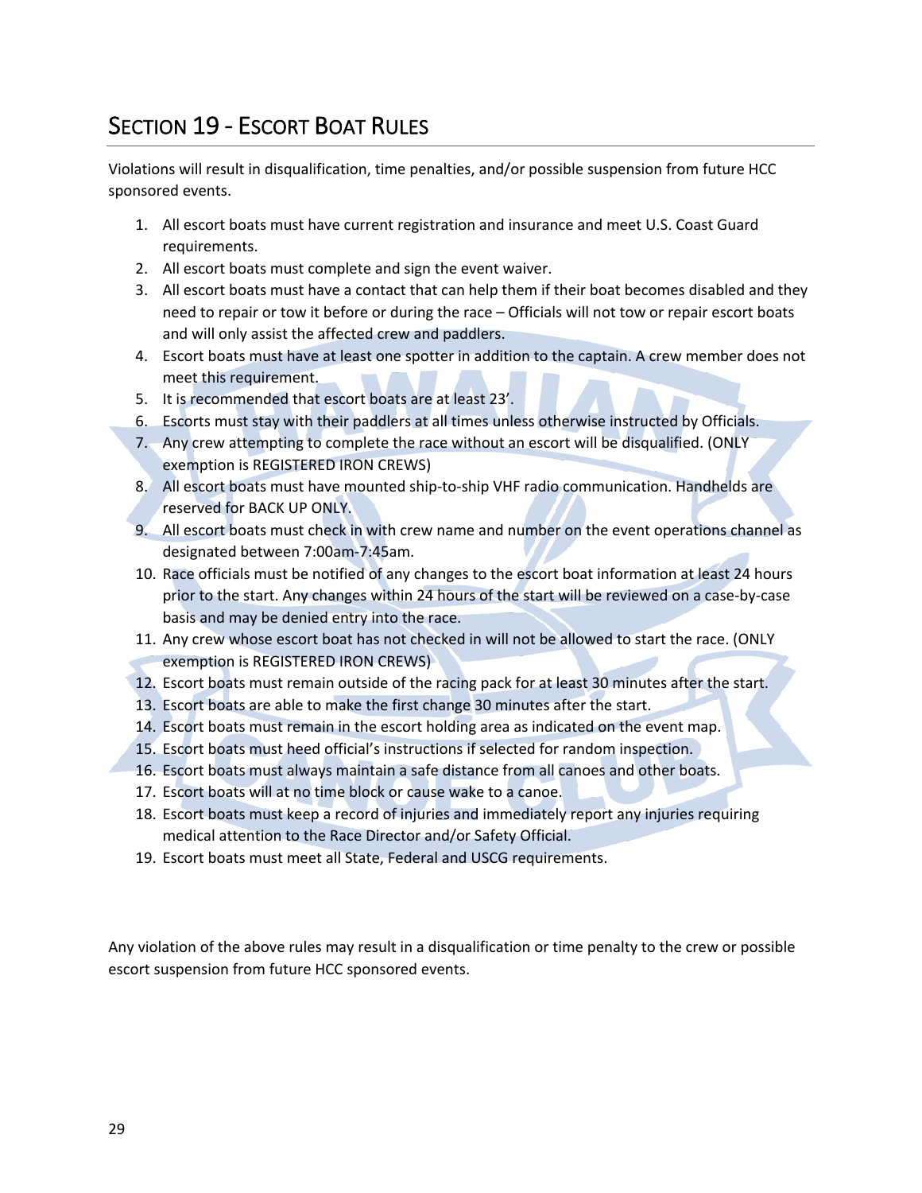## SECTION 19 - ESCORT BOAT RULES

Violations will result in disqualification, time penalties, and/or possible suspension from future HCC sponsored events.

1. All escort boats must have current registration and insurance and meet U.S. Coast Guard requirements.
2. All escort boats must complete and sign the event waiver.
3. All escort boats must have a contact that can help them if their boat becomes disabled and they need to repair or tow it before or during the race – Officials will not tow or repair escort boats and will only assist the affected crew and paddlers.
4. Escort boats must have at least one spotter in addition to the captain. A crew member does not meet this requirement.
5. It is recommended that escort boats are at least 23'.
6. Escorts must stay with their paddlers at all times unless otherwise instructed by Officials.
7. Any crew attempting to complete the race without an escort will be disqualified. (ONLY exemption is REGISTERED IRON CREWS)
8. All escort boats must have mounted ship-to-ship VHF radio communication. Handhelds are reserved for BACK UP ONLY.
9. All escort boats must check in with crew name and number on the event operations channel as designated between 7:00am-7:45am.
10. Race officials must be notified of any changes to the escort boat information at least 24 hours prior to the start. Any changes within 24 hours of the start will be reviewed on a case-by-case basis and may be denied entry into the race.
11. Any crew whose escort boat has not checked in will not be allowed to start the race. (ONLY exemption is REGISTERED IRON CREWS)
12. Escort boats must remain outside of the racing pack for at least 30 minutes after the start.
13. Escort boats are able to make the first change 30 minutes after the start.
14. Escort boats must remain in the escort holding area as indicated on the event map.
15. Escort boats must heed official's instructions if selected for random inspection.
16. Escort boats must always maintain a safe distance from all canoes and other boats.
17. Escort boats will at no time block or cause wake to a canoe.
18. Escort boats must keep a record of injuries and immediately report any injuries requiring medical attention to the Race Director and/or Safety Official.
19. Escort boats must meet all State, Federal and USCG requirements.

Any violation of the above rules may result in a disqualification or time penalty to the crew or possible escort suspension from future HCC sponsored events.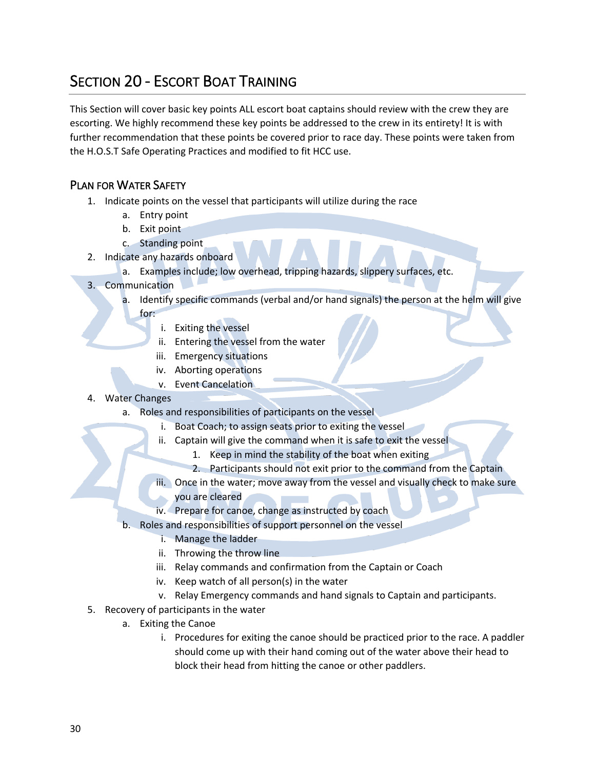# Section 20 - Escort Boat Training

This Section will cover basic key points ALL escort boat captains should review with the crew they are escorting. We highly recommend these key points be addressed to the crew in its entirety! It is with further recommendation that these points be covered prior to race day. These points were taken from the H.O.S.T Safe Operating Practices and modified to fit HCC use.

## Plan for Water Safety

1. Indicate points on the vessel that participants will utilize during the race
    a. Entry point
    b. Exit point
    c. Standing point
2. Indicate any hazards onboard
    a. Examples include; low overhead, tripping hazards, slippery surfaces, etc.
3. Communication
    a. Identify specific commands (verbal and/or hand signals) the person at the helm will give for:
        i. Exiting the vessel
        ii. Entering the vessel from the water
        iii. Emergency situations
        iv. Aborting operations
        v. Event Cancelation
4. Water Changes
    a. Roles and responsibilities of participants on the vessel
        i. Boat Coach; to assign seats prior to exiting the vessel
        ii. Captain will give the command when it is safe to exit the vessel
            1. Keep in mind the stability of the boat when exiting
            2. Participants should not exit prior to the command from the Captain
        iii. Once in the water; move away from the vessel and visually check to make sure you are cleared
        iv. Prepare for canoe, change as instructed by coach
    b. Roles and responsibilities of support personnel on the vessel
        i. Manage the ladder
        ii. Throwing the throw line
        iii. Relay commands and confirmation from the Captain or Coach
        iv. Keep watch of all person(s) in the water
        v. Relay Emergency commands and hand signals to Captain and participants.
5. Recovery of participants in the water
    a. Exiting the Canoe
        i. Procedures for exiting the canoe should be practiced prior to the race. A paddler should come up with their hand coming out of the water above their head to block their head from hitting the canoe or other paddlers.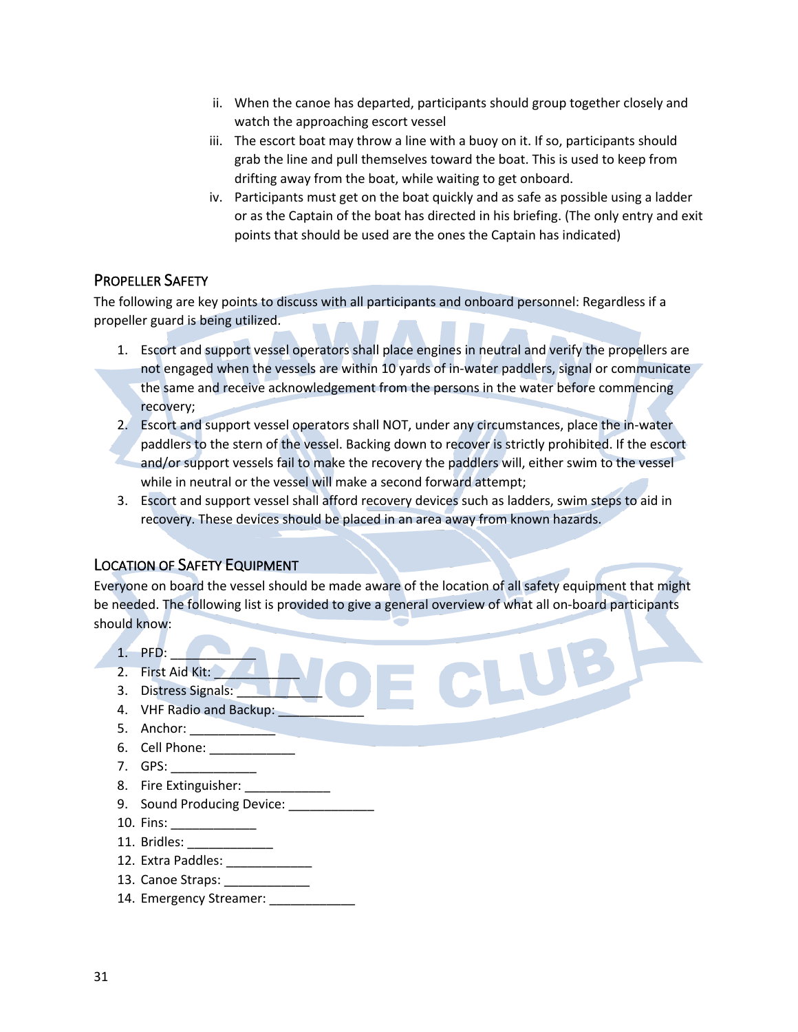ii. When the canoe has departed, participants should group together closely and watch the approaching escort vessel
   iii. The escort boat may throw a line with a buoy on it. If so, participants should grab the line and pull themselves toward the boat. This is used to keep from drifting away from the boat, while waiting to get onboard.
   iv. Participants must get on the boat quickly and as safe as possible using a ladder or as the Captain of the boat has directed in his briefing. (The only entry and exit points that should be used are the ones the Captain has indicated)

## Propeller Safety

The following are key points to discuss with all participants and onboard personnel: Regardless if a propeller guard is being utilized.

1. Escort and support vessel operators shall place engines in neutral and verify the propellers are not engaged when the vessels are within 10 yards of in-water paddlers, signal or communicate the same and receive acknowledgement from the persons in the water before commencing recovery;
2. Escort and support vessel operators shall NOT, under any circumstances, place the in-water paddlers to the stern of the vessel. Backing down to recover is strictly prohibited. If the escort and/or support vessels fail to make the recovery the paddlers will, either swim to the vessel while in neutral or the vessel will make a second forward attempt;
3. Escort and support vessel shall afford recovery devices such as ladders, swim steps to aid in recovery. These devices should be placed in an area away from known hazards.

## Location of Safety Equipment

Everyone on board the vessel should be made aware of the location of all safety equipment that might be needed. The following list is provided to give a general overview of what all on-board participants should know:

1. PFD: ____________
2. First Aid Kit: ____________
3. Distress Signals: ____________
4. VHF Radio and Backup: ____________
5. Anchor: ____________
6. Cell Phone: ____________
7. GPS: ____________
8. Fire Extinguisher: ____________
9. Sound Producing Device: ____________
10. Fins: ____________
11. Bridles: ____________
12. Extra Paddles: ____________
13. Canoe Straps: ____________
14. Emergency Streamer: ____________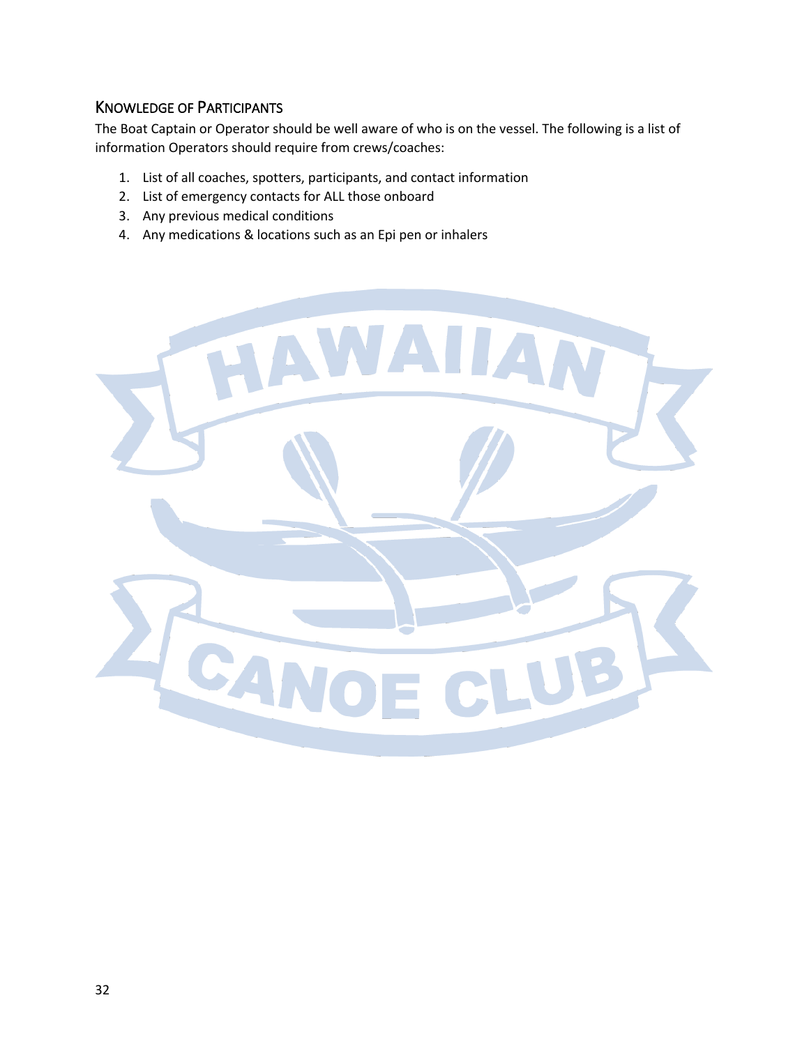## Knowledge of Participants

The Boat Captain or Operator should be well aware of who is on the vessel. The following is a list of information Operators should require from crews/coaches:

1. List of all coaches, spotters, participants, and contact information
2. List of emergency contacts for ALL those onboard
3. Any previous medical conditions
4. Any medications & locations such as an Epi pen or inhalers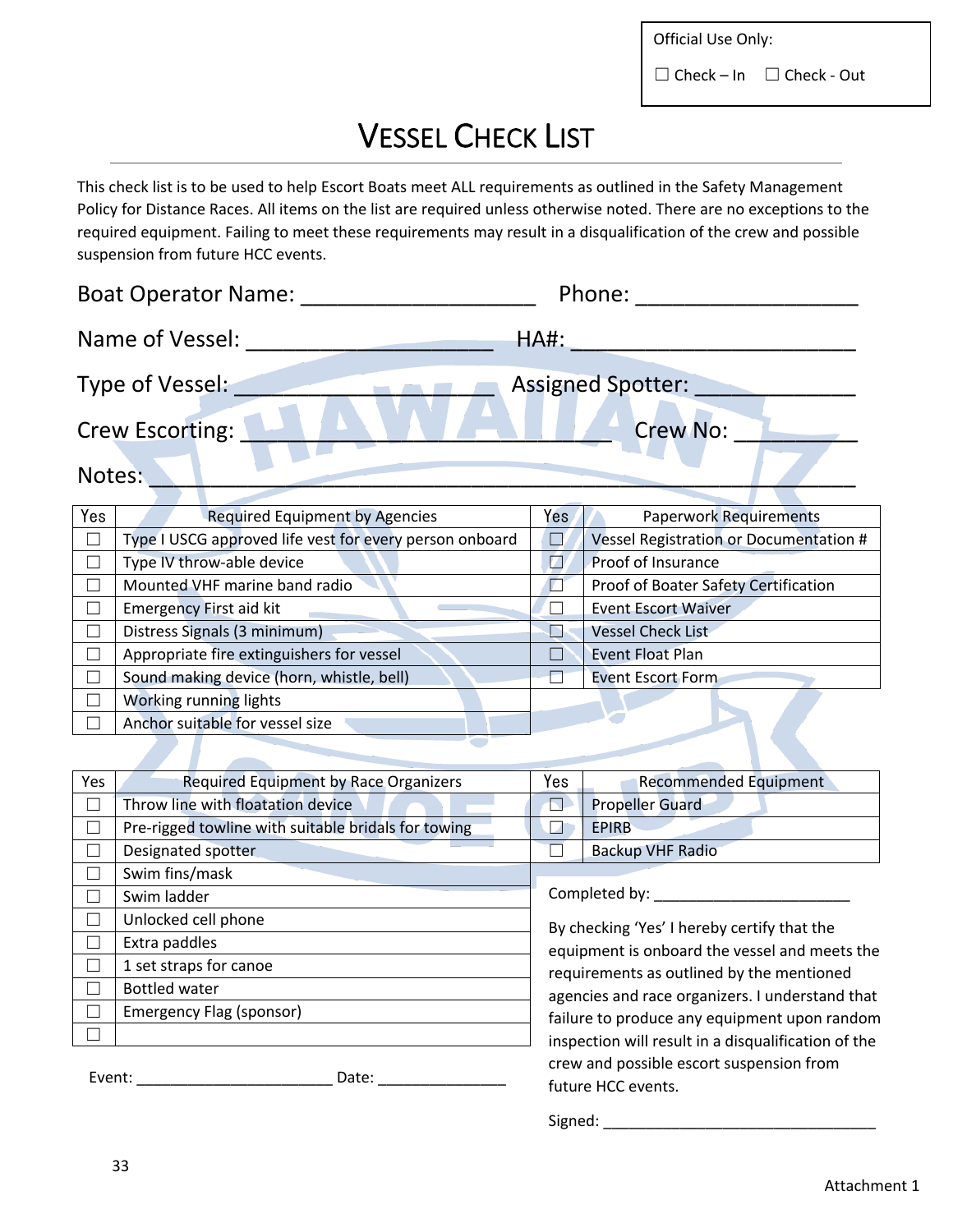Official Use Only:

☐ Check – In ☐ Check - Out

# VESSEL CHECK LIST

This check list is to be used to help Escort Boats meet ALL requirements as outlined in the Safety Management Policy for Distance Races. All items on the list are required unless otherwise noted. There are no exceptions to the required equipment. Failing to meet these requirements may result in a disqualification of the crew and possible suspension from future HCC events.

Boat Operator Name: ___________________ Phone: __________________

Name of Vessel: ____________________ HA#: _______________________

Type of Vessel: ______________________ Assigned Spotter: _____________

Crew Escorting: ______________________________ Crew No: __________

Notes: ________________________________________________________

| Yes | Required Equipment by Agencies | Yes | Paperwork Requirements |
|---|---|---|---|
| ☐ | Type I USCG approved life vest for every person onboard | ☐ | Vessel Registration or Documentation # |
| ☐ | Type IV throw-able device | ☐ | Proof of Insurance |
| ☐ | Mounted VHF marine band radio | ☐ | Proof of Boater Safety Certification |
| ☐ | Emergency First aid kit | ☐ | Event Escort Waiver |
| ☐ | Distress Signals (3 minimum) | ☐ | Vessel Check List |
| ☐ | Appropriate fire extinguishers for vessel | ☐ | Event Float Plan |
| ☐ | Sound making device (horn, whistle, bell) | ☐ | Event Escort Form |
| ☐ | Working running lights | | |
| ☐ | Anchor suitable for vessel size | | |

| Yes | Required Equipment by Race Organizers |
|---|---|
| ☐ | Throw line with floatation device |
| ☐ | Pre-rigged towline with suitable bridals for towing |
| ☐ | Designated spotter |
| ☐ | Swim fins/mask |
| ☐ | Swim ladder |
| ☐ | Unlocked cell phone |
| ☐ | Extra paddles |
| ☐ | 1 set straps for canoe |
| ☐ | Bottled water |
| ☐ | Emergency Flag (sponsor) |
| ☐ | |

| Yes | Recommended Equipment |
|---|---|
| ☐ | Propeller Guard |
| ☐ | EPIRB |
| ☐ | Backup VHF Radio |

Completed by: _______________________

By checking 'Yes' I hereby certify that the equipment is onboard the vessel and meets the requirements as outlined by the mentioned agencies and race organizers. I understand that failure to produce any equipment upon random inspection will result in a disqualification of the crew and possible escort suspension from future HCC events.

Signed: ________________________________

Event: _______________________ Date: _______________

Attachment 1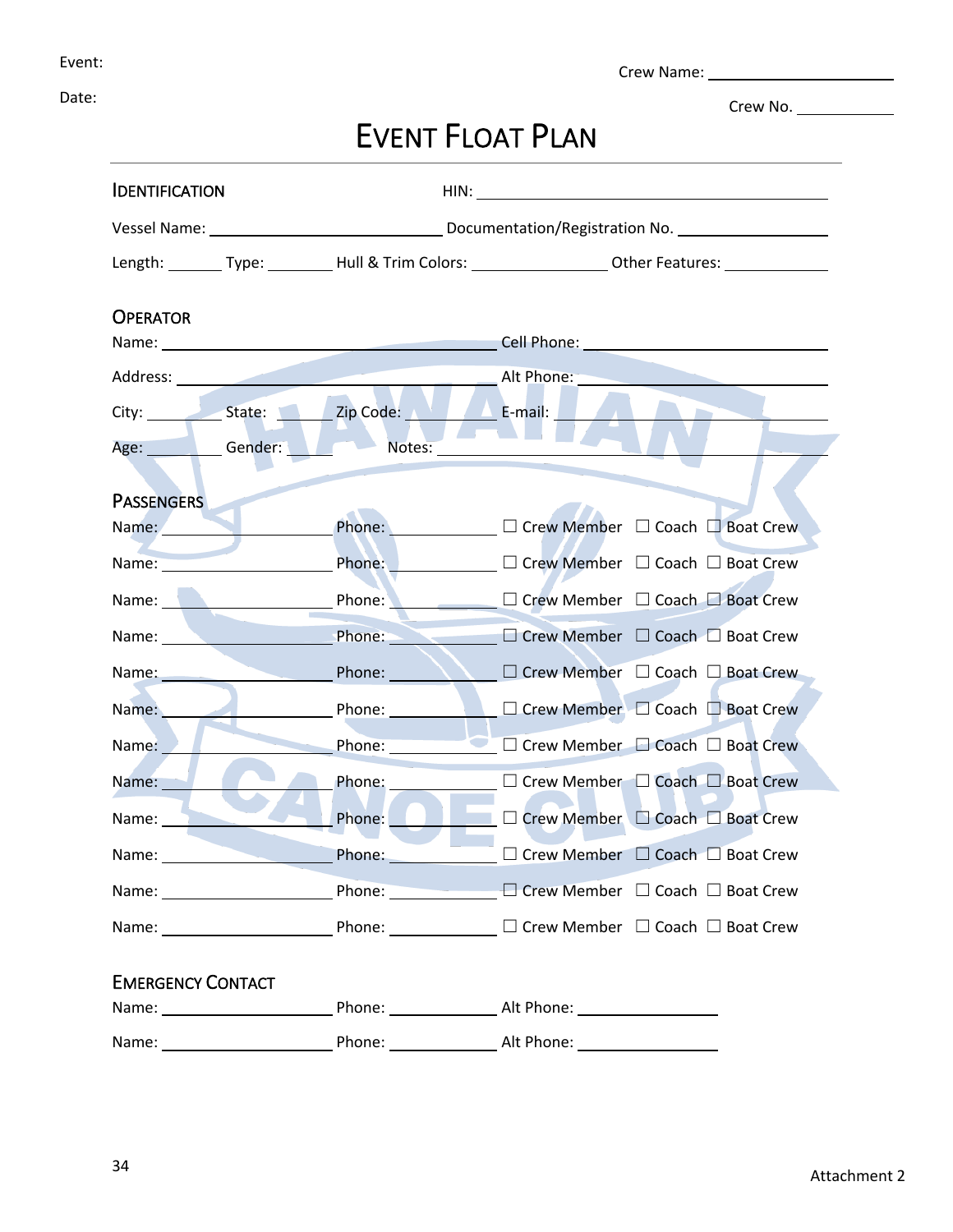Event:

Date:

Crew Name: ____________________

Crew No. __________

# EVENT FLOAT PLAN

## IDENTIFICATION

HIN: ______________________________

Vessel Name: ______________________ Documentation/Registration No. ______________

Length: ______ Type: _______ Hull & Trim Colors: ______________ Other Features: ___________

## OPERATOR

Name: ________________________________ Cell Phone: ______________________

Address: ______________________________ Alt Phone: ______________________

City: _________ State: _____ Zip Code: ________ E-mail: ______________________

Age: _________ Gender: _____ Notes: ________________________________

## PASSENGERS

Name: __________________ Phone: ___________ ☐ Crew Member ☐ Coach ☐ Boat Crew

Name: __________________ Phone: ___________ ☐ Crew Member ☐ Coach ☐ Boat Crew

Name: __________________ Phone: ___________ ☐ Crew Member ☐ Coach ☐ Boat Crew

Name: __________________ Phone: ___________ ☐ Crew Member ☐ Coach ☐ Boat Crew

Name: __________________ Phone: ___________ ☐ Crew Member ☐ Coach ☐ Boat Crew

Name: __________________ Phone: ___________ ☐ Crew Member ☐ Coach ☐ Boat Crew

Name: __________________ Phone: ___________ ☐ Crew Member ☐ Coach ☐ Boat Crew

Name: __________________ Phone: ___________ ☐ Crew Member ☐ Coach ☐ Boat Crew

Name: __________________ Phone: ___________ ☐ Crew Member ☐ Coach ☐ Boat Crew

Name: __________________ Phone: ___________ ☐ Crew Member ☐ Coach ☐ Boat Crew

Name: __________________ Phone: ___________ ☐ Crew Member ☐ Coach ☐ Boat Crew

Name: __________________ Phone: ___________ ☐ Crew Member ☐ Coach ☐ Boat Crew

## EMERGENCY CONTACT

Name: __________________ Phone: ___________ Alt Phone: _______________

Name: __________________ Phone: ___________ Alt Phone: _______________

Attachment 2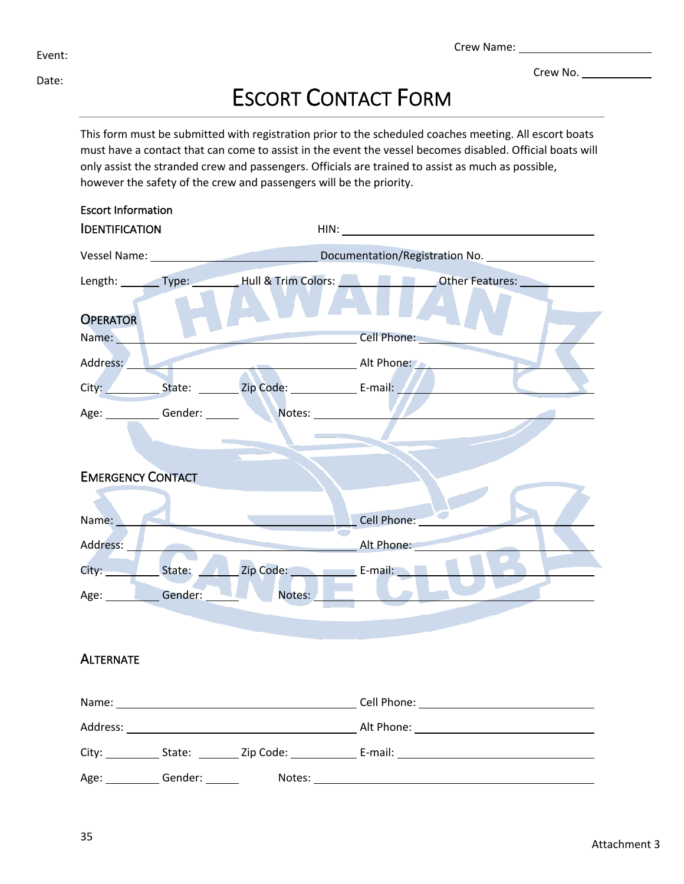Event:

Date:

Crew Name: ____________________

Crew No. __________

# Escort Contact Form

This form must be submitted with registration prior to the scheduled coaches meeting. All escort boats must have a contact that can come to assist in the event the vessel becomes disabled. Official boats will only assist the stranded crew and passengers. Officials are trained to assist as much as possible, however the safety of the crew and passengers will be the priority.

Escort Information

## Identification

HIN: ____________________

Vessel Name: ____________________ Documentation/Registration No. ____________________

Length: ______ Type: ______ Hull & Trim Colors: ____________ Other Features: ____________

## Operator

Name: ____________________ Cell Phone: ____________________

Address: ____________________ Alt Phone: ____________________

City: ________ State: ______ Zip Code: __________ E-mail: ____________________

Age: ________ Gender: _____ Notes: ____________________

## Emergency Contact

Name: ____________________ Cell Phone: ____________________

Address: ____________________ Alt Phone: ____________________

City: ________ State: ______ Zip Code: __________ E-mail: ____________________

Age: ________ Gender: _____ Notes: ____________________

## Alternate

Name: ____________________ Cell Phone: ____________________

Address: ____________________ Alt Phone: ____________________

City: ________ State: ______ Zip Code: __________ E-mail: ____________________

Age: ________ Gender: _____ Notes: ____________________

Attachment 3